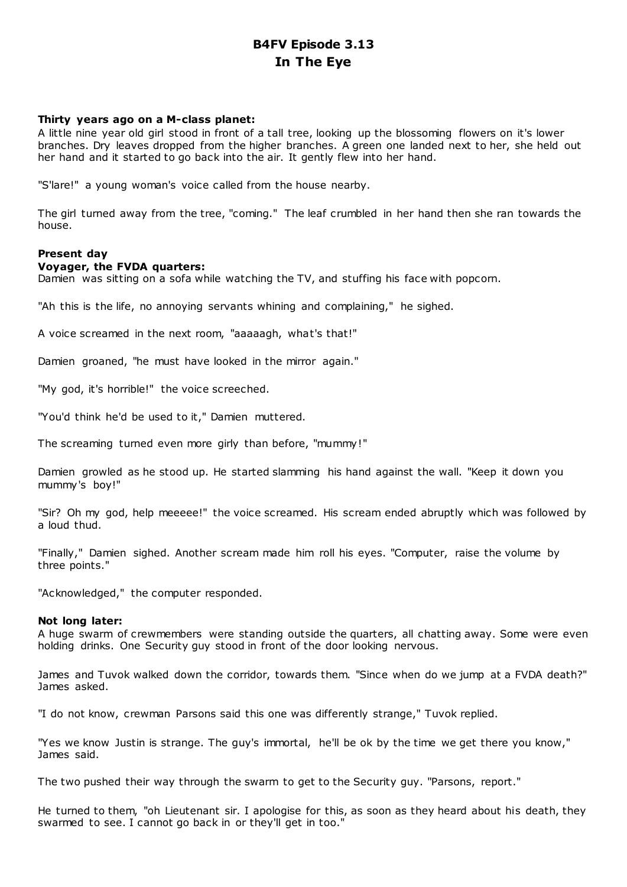# B4FV Episode 3.13
# In The Eye

**Thirty years ago on a M-class planet:**
A little nine year old girl stood in front of a tall tree, looking up the blossoming flowers on it's lower branches. Dry leaves dropped from the higher branches. A green one landed next to her, she held out her hand and it started to go back into the air. It gently flew into her hand.

"S'lare!" a young woman's voice called from the house nearby.

The girl turned away from the tree, "coming." The leaf crumbled in her hand then she ran towards the house.

**Present day**
**Voyager, the FVDA quarters:**
Damien was sitting on a sofa while watching the TV, and stuffing his face with popcorn.

"Ah this is the life, no annoying servants whining and complaining," he sighed.

A voice screamed in the next room, "aaaaagh, what's that!"

Damien groaned, "he must have looked in the mirror again."

"My god, it's horrible!" the voice screeched.

"You'd think he'd be used to it," Damien muttered.

The screaming turned even more girly than before, "mummy!"

Damien growled as he stood up. He started slamming his hand against the wall. "Keep it down you mummy's boy!"

"Sir? Oh my god, help meeeee!" the voice screamed. His scream ended abruptly which was followed by a loud thud.

"Finally," Damien sighed. Another scream made him roll his eyes. "Computer, raise the volume by three points."

"Acknowledged," the computer responded.

**Not long later:**
A huge swarm of crewmembers were standing outside the quarters, all chatting away. Some were even holding drinks. One Security guy stood in front of the door looking nervous.

James and Tuvok walked down the corridor, towards them. "Since when do we jump at a FVDA death?" James asked.

"I do not know, crewman Parsons said this one was differently strange," Tuvok replied.

"Yes we know Justin is strange. The guy's immortal, he'll be ok by the time we get there you know," James said.

The two pushed their way through the swarm to get to the Security guy. "Parsons, report."

He turned to them, "oh Lieutenant sir. I apologise for this, as soon as they heard about his death, they swarmed to see. I cannot go back in or they'll get in too."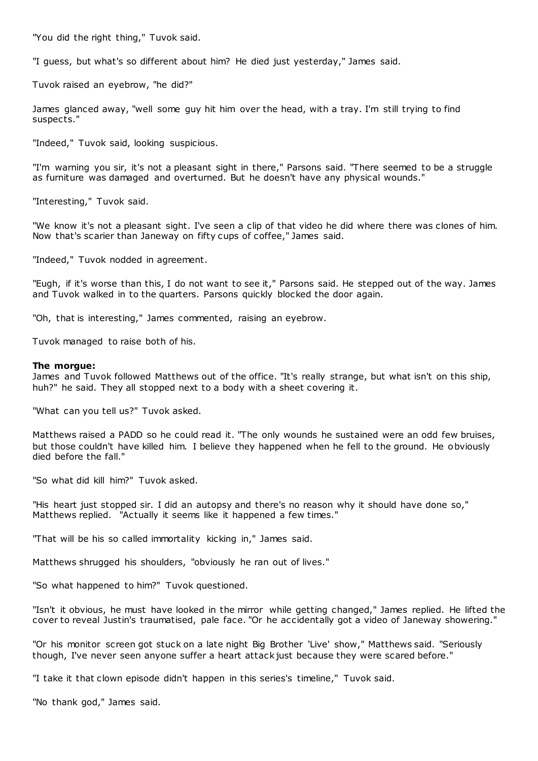"You did the right thing," Tuvok said.

"I guess, but what's so different about him? He died just yesterday," James said.

Tuvok raised an eyebrow, "he did?"

James glanced away, "well some guy hit him over the head, with a tray. I'm still trying to find suspects."

"Indeed," Tuvok said, looking suspicious.

"I'm warning you sir, it's not a pleasant sight in there," Parsons said. "There seemed to be a struggle as furniture was damaged and overturned. But he doesn't have any physical wounds."

"Interesting," Tuvok said.

"We know it's not a pleasant sight. I've seen a clip of that video he did where there was clones of him. Now that's scarier than Janeway on fifty cups of coffee," James said.

"Indeed," Tuvok nodded in agreement.

"Eugh, if it's worse than this, I do not want to see it," Parsons said. He stepped out of the way. James and Tuvok walked in to the quarters. Parsons quickly blocked the door again.

"Oh, that is interesting," James commented, raising an eyebrow.

Tuvok managed to raise both of his.

**The morgue:**
James and Tuvok followed Matthews out of the office. "It's really strange, but what isn't on this ship, huh?" he said. They all stopped next to a body with a sheet covering it.

"What can you tell us?" Tuvok asked.

Matthews raised a PADD so he could read it. "The only wounds he sustained were an odd few bruises, but those couldn't have killed him. I believe they happened when he fell to the ground. He obviously died before the fall."

"So what did kill him?" Tuvok asked.

"His heart just stopped sir. I did an autopsy and there's no reason why it should have done so," Matthews replied. "Actually it seems like it happened a few times."

"That will be his so called immortality kicking in," James said.

Matthews shrugged his shoulders, "obviously he ran out of lives."

"So what happened to him?" Tuvok questioned.

"Isn't it obvious, he must have looked in the mirror while getting changed," James replied. He lifted the cover to reveal Justin's traumatised, pale face. "Or he accidentally got a video of Janeway showering."

"Or his monitor screen got stuck on a late night Big Brother 'Live' show," Matthews said. "Seriously though, I've never seen anyone suffer a heart attack just because they were scared before."

"I take it that clown episode didn't happen in this series's timeline," Tuvok said.

"No thank god," James said.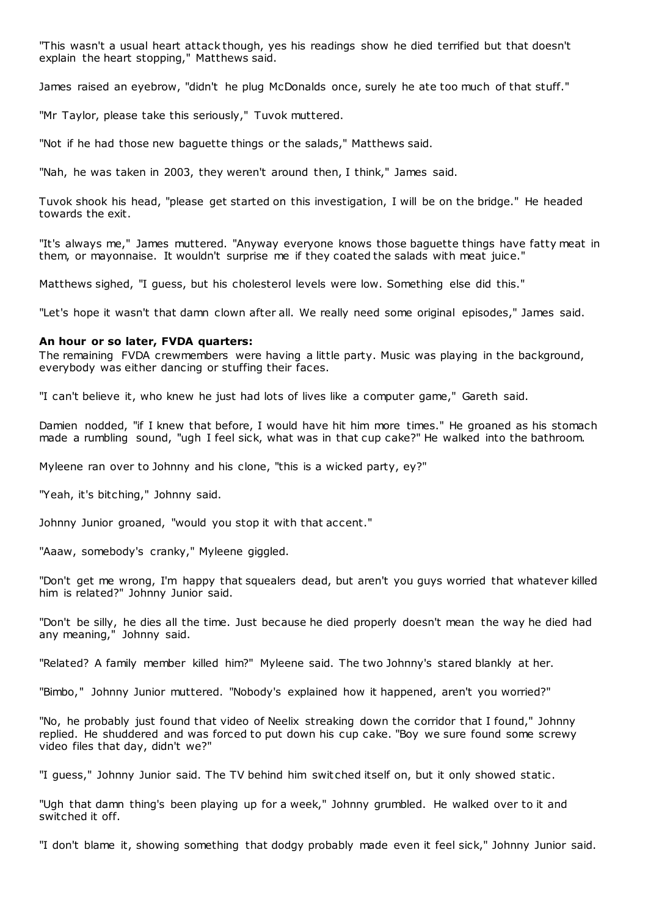"This wasn't a usual heart attack though, yes his readings show he died terrified but that doesn't explain the heart stopping," Matthews said.

James raised an eyebrow, "didn't he plug McDonalds once, surely he ate too much of that stuff."

"Mr Taylor, please take this seriously," Tuvok muttered.

"Not if he had those new baguette things or the salads," Matthews said.

"Nah, he was taken in 2003, they weren't around then, I think," James said.

Tuvok shook his head, "please get started on this investigation, I will be on the bridge." He headed towards the exit.

"It's always me," James muttered. "Anyway everyone knows those baguette things have fatty meat in them, or mayonnaise. It wouldn't surprise me if they coated the salads with meat juice."

Matthews sighed, "I guess, but his cholesterol levels were low. Something else did this."

"Let's hope it wasn't that damn clown after all. We really need some original episodes," James said.

**An hour or so later, FVDA quarters:**

The remaining FVDA crewmembers were having a little party. Music was playing in the background, everybody was either dancing or stuffing their faces.

"I can't believe it, who knew he just had lots of lives like a computer game," Gareth said.

Damien nodded, "if I knew that before, I would have hit him more times." He groaned as his stomach made a rumbling sound, "ugh I feel sick, what was in that cup cake?" He walked into the bathroom.

Myleene ran over to Johnny and his clone, "this is a wicked party, ey?"

"Yeah, it's bitching," Johnny said.

Johnny Junior groaned, "would you stop it with that accent."

"Aaaw, somebody's cranky," Myleene giggled.

"Don't get me wrong, I'm happy that squealers dead, but aren't you guys worried that whatever killed him is related?" Johnny Junior said.

"Don't be silly, he dies all the time. Just because he died properly doesn't mean the way he died had any meaning," Johnny said.

"Related? A family member killed him?" Myleene said. The two Johnny's stared blankly at her.

"Bimbo," Johnny Junior muttered. "Nobody's explained how it happened, aren't you worried?"

"No, he probably just found that video of Neelix streaking down the corridor that I found," Johnny replied. He shuddered and was forced to put down his cup cake. "Boy we sure found some screwy video files that day, didn't we?"

"I guess," Johnny Junior said. The TV behind him switched itself on, but it only showed static.

"Ugh that damn thing's been playing up for a week," Johnny grumbled. He walked over to it and switched it off.

"I don't blame it, showing something that dodgy probably made even it feel sick," Johnny Junior said.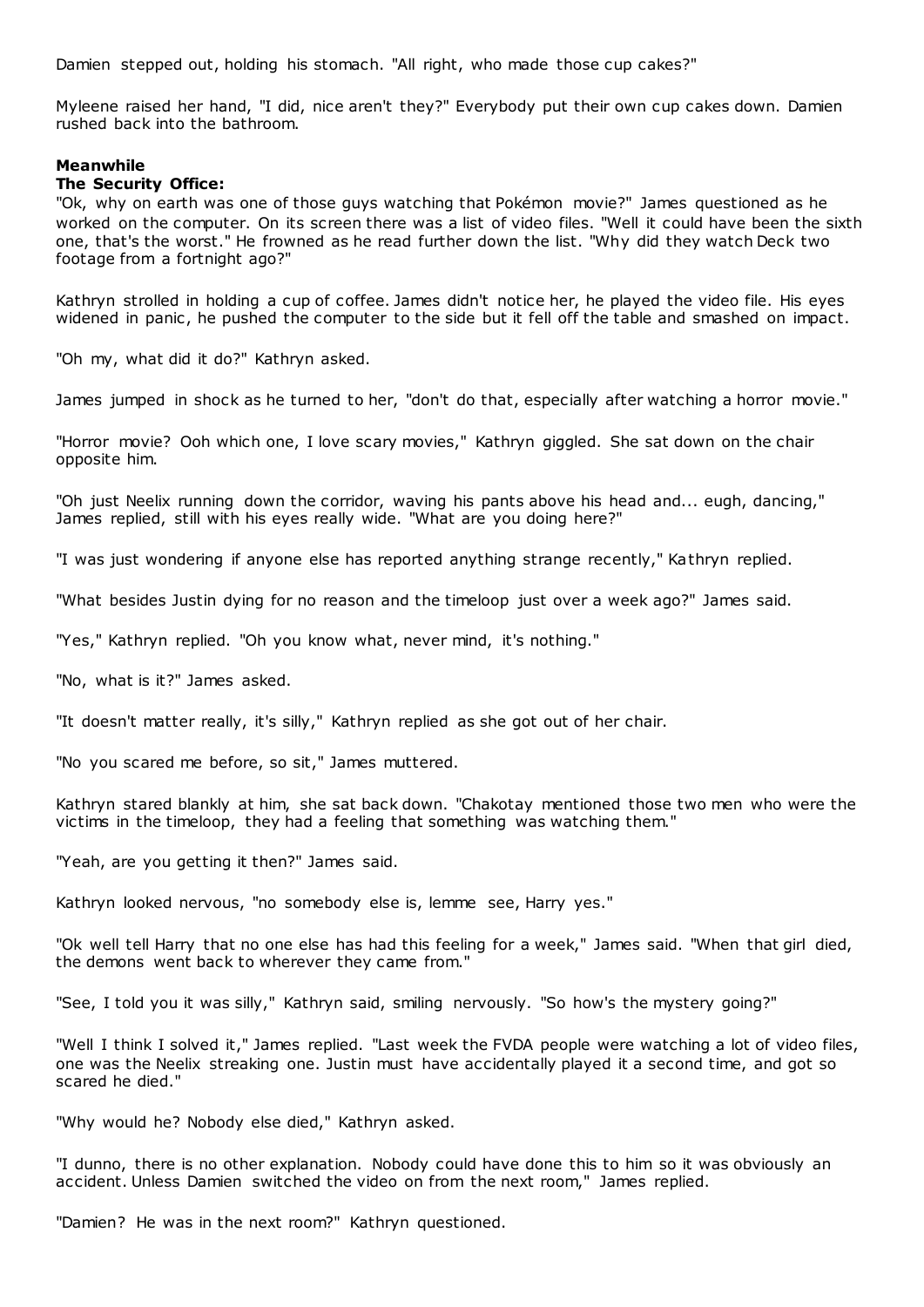Damien stepped out, holding his stomach. "All right, who made those cup cakes?"

Myleene raised her hand, "I did, nice aren't they?" Everybody put their own cup cakes down. Damien rushed back into the bathroom.

**Meanwhile**
**The Security Office:**

"Ok, why on earth was one of those guys watching that Pokémon movie?" James questioned as he worked on the computer. On its screen there was a list of video files. "Well it could have been the sixth one, that's the worst." He frowned as he read further down the list. "Why did they watch Deck two footage from a fortnight ago?"

Kathryn strolled in holding a cup of coffee. James didn't notice her, he played the video file. His eyes widened in panic, he pushed the computer to the side but it fell off the table and smashed on impact.

"Oh my, what did it do?" Kathryn asked.

James jumped in shock as he turned to her, "don't do that, especially after watching a horror movie."

"Horror movie? Ooh which one, I love scary movies," Kathryn giggled. She sat down on the chair opposite him.

"Oh just Neelix running down the corridor, waving his pants above his head and... eugh, dancing," James replied, still with his eyes really wide. "What are you doing here?"

"I was just wondering if anyone else has reported anything strange recently," Kathryn replied.

"What besides Justin dying for no reason and the timeloop just over a week ago?" James said.

"Yes," Kathryn replied. "Oh you know what, never mind, it's nothing."

"No, what is it?" James asked.

"It doesn't matter really, it's silly," Kathryn replied as she got out of her chair.

"No you scared me before, so sit," James muttered.

Kathryn stared blankly at him, she sat back down. "Chakotay mentioned those two men who were the victims in the timeloop, they had a feeling that something was watching them."

"Yeah, are you getting it then?" James said.

Kathryn looked nervous, "no somebody else is, lemme see, Harry yes."

"Ok well tell Harry that no one else has had this feeling for a week," James said. "When that girl died, the demons went back to wherever they came from."

"See, I told you it was silly," Kathryn said, smiling nervously. "So how's the mystery going?"

"Well I think I solved it," James replied. "Last week the FVDA people were watching a lot of video files, one was the Neelix streaking one. Justin must have accidentally played it a second time, and got so scared he died."

"Why would he? Nobody else died," Kathryn asked.

"I dunno, there is no other explanation. Nobody could have done this to him so it was obviously an accident. Unless Damien switched the video on from the next room," James replied.

"Damien? He was in the next room?" Kathryn questioned.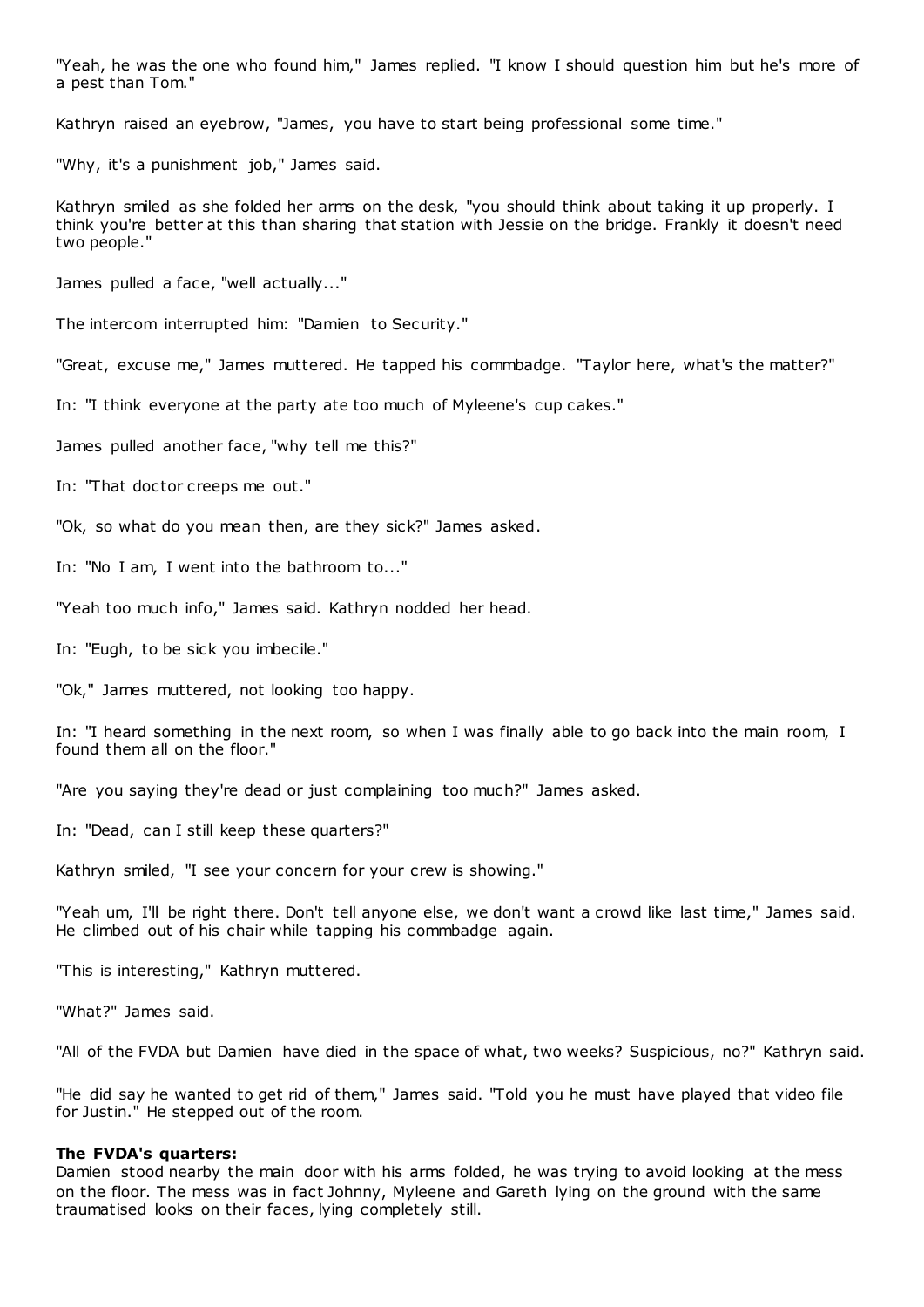"Yeah, he was the one who found him," James replied. "I know I should question him but he's more of a pest than Tom."

Kathryn raised an eyebrow, "James, you have to start being professional some time."

"Why, it's a punishment job," James said.

Kathryn smiled as she folded her arms on the desk, "you should think about taking it up properly. I think you're better at this than sharing that station with Jessie on the bridge. Frankly it doesn't need two people."

James pulled a face, "well actually..."

The intercom interrupted him: "Damien to Security."

"Great, excuse me," James muttered. He tapped his commbadge. "Taylor here, what's the matter?"

In: "I think everyone at the party ate too much of Myleene's cup cakes."

James pulled another face, "why tell me this?"

In: "That doctor creeps me out."

"Ok, so what do you mean then, are they sick?" James asked.

In: "No I am, I went into the bathroom to..."

"Yeah too much info," James said. Kathryn nodded her head.

In: "Eugh, to be sick you imbecile."

"Ok," James muttered, not looking too happy.

In: "I heard something in the next room, so when I was finally able to go back into the main room, I found them all on the floor."

"Are you saying they're dead or just complaining too much?" James asked.

In: "Dead, can I still keep these quarters?"

Kathryn smiled, "I see your concern for your crew is showing."

"Yeah um, I'll be right there. Don't tell anyone else, we don't want a crowd like last time," James said. He climbed out of his chair while tapping his commbadge again.

"This is interesting," Kathryn muttered.

"What?" James said.

"All of the FVDA but Damien have died in the space of what, two weeks? Suspicious, no?" Kathryn said.

"He did say he wanted to get rid of them," James said. "Told you he must have played that video file for Justin." He stepped out of the room.

**The FVDA's quarters:**

Damien stood nearby the main door with his arms folded, he was trying to avoid looking at the mess on the floor. The mess was in fact Johnny, Myleene and Gareth lying on the ground with the same traumatised looks on their faces, lying completely still.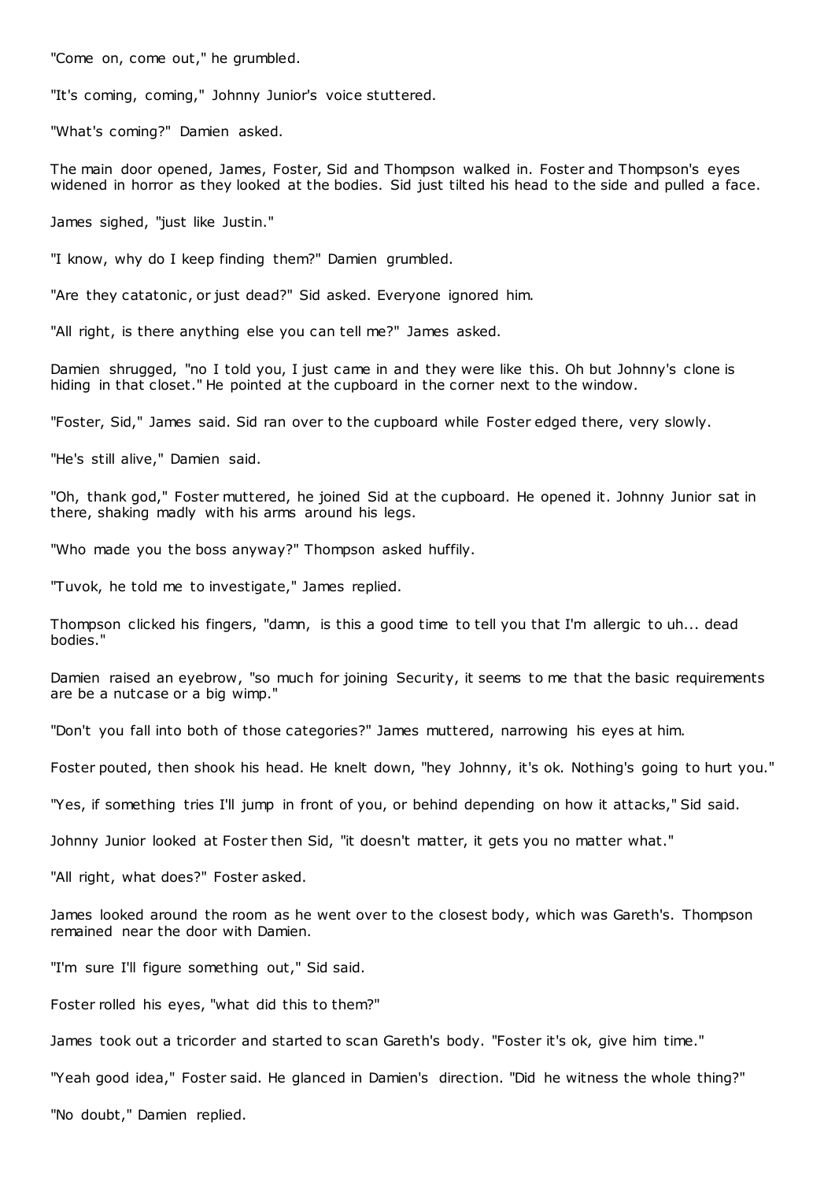"Come on, come out," he grumbled.

"It's coming, coming," Johnny Junior's voice stuttered.

"What's coming?" Damien asked.

The main door opened, James, Foster, Sid and Thompson walked in. Foster and Thompson's eyes widened in horror as they looked at the bodies. Sid just tilted his head to the side and pulled a face.

James sighed, "just like Justin."

"I know, why do I keep finding them?" Damien grumbled.

"Are they catatonic, or just dead?" Sid asked. Everyone ignored him.

"All right, is there anything else you can tell me?" James asked.

Damien shrugged, "no I told you, I just came in and they were like this. Oh but Johnny's clone is hiding in that closet." He pointed at the cupboard in the corner next to the window.

"Foster, Sid," James said. Sid ran over to the cupboard while Foster edged there, very slowly.

"He's still alive," Damien said.

"Oh, thank god," Foster muttered, he joined Sid at the cupboard. He opened it. Johnny Junior sat in there, shaking madly with his arms around his legs.

"Who made you the boss anyway?" Thompson asked huffily.

"Tuvok, he told me to investigate," James replied.

Thompson clicked his fingers, "damn, is this a good time to tell you that I'm allergic to uh... dead bodies."

Damien raised an eyebrow, "so much for joining Security, it seems to me that the basic requirements are be a nutcase or a big wimp."

"Don't you fall into both of those categories?" James muttered, narrowing his eyes at him.

Foster pouted, then shook his head. He knelt down, "hey Johnny, it's ok. Nothing's going to hurt you."

"Yes, if something tries I'll jump in front of you, or behind depending on how it attacks," Sid said.

Johnny Junior looked at Foster then Sid, "it doesn't matter, it gets you no matter what."

"All right, what does?" Foster asked.

James looked around the room as he went over to the closest body, which was Gareth's. Thompson remained near the door with Damien.

"I'm sure I'll figure something out," Sid said.

Foster rolled his eyes, "what did this to them?"

James took out a tricorder and started to scan Gareth's body. "Foster it's ok, give him time."

"Yeah good idea," Foster said. He glanced in Damien's direction. "Did he witness the whole thing?"

"No doubt," Damien replied.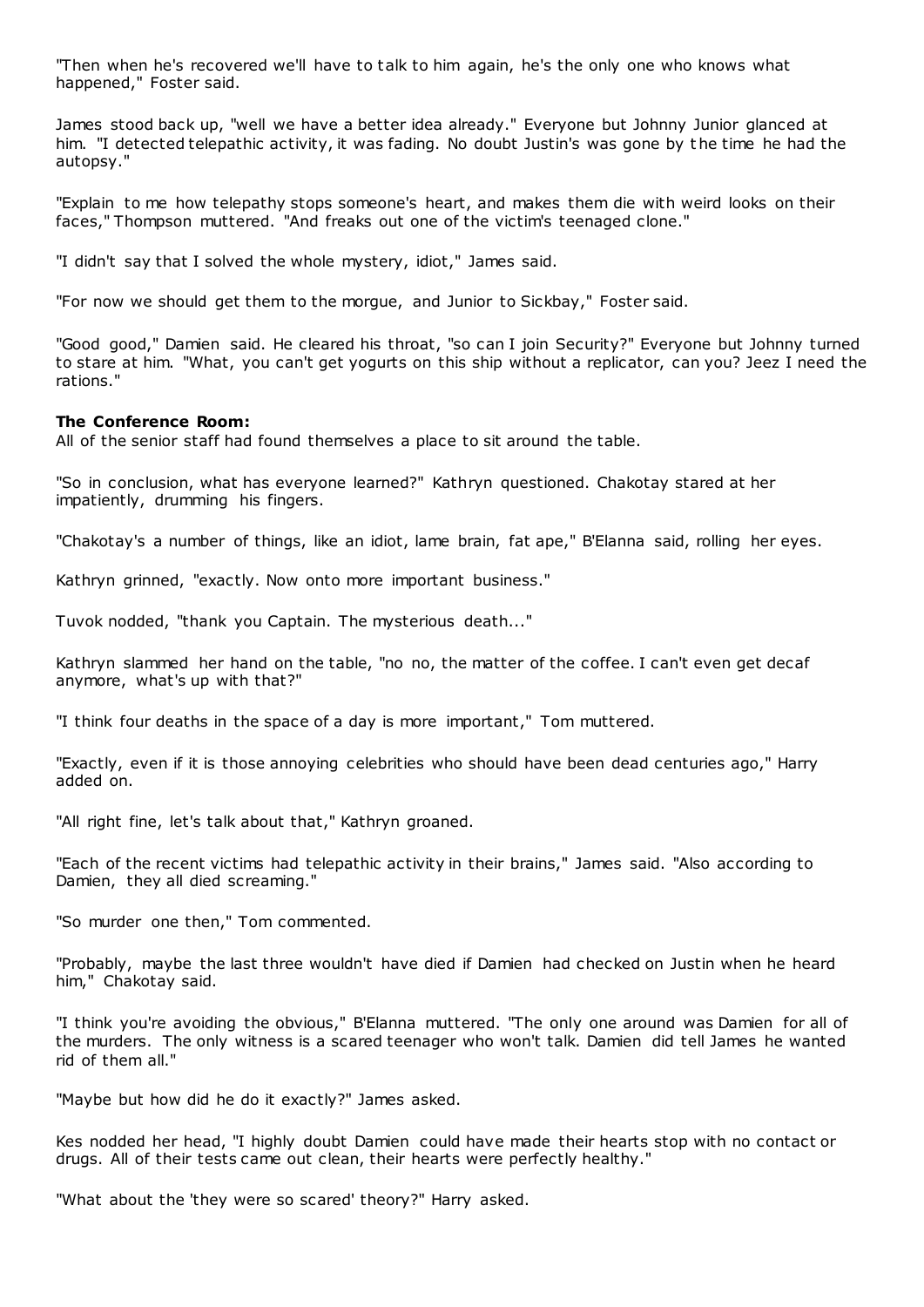"Then when he's recovered we'll have to talk to him again, he's the only one who knows what happened," Foster said.

James stood back up, "well we have a better idea already." Everyone but Johnny Junior glanced at him. "I detected telepathic activity, it was fading. No doubt Justin's was gone by the time he had the autopsy."

"Explain to me how telepathy stops someone's heart, and makes them die with weird looks on their faces," Thompson muttered. "And freaks out one of the victim's teenaged clone."

"I didn't say that I solved the whole mystery, idiot," James said.

"For now we should get them to the morgue, and Junior to Sickbay," Foster said.

"Good good," Damien said. He cleared his throat, "so can I join Security?" Everyone but Johnny turned to stare at him. "What, you can't get yogurts on this ship without a replicator, can you? Jeez I need the rations."

**The Conference Room:**

All of the senior staff had found themselves a place to sit around the table.

"So in conclusion, what has everyone learned?" Kathryn questioned. Chakotay stared at her impatiently, drumming his fingers.

"Chakotay's a number of things, like an idiot, lame brain, fat ape," B'Elanna said, rolling her eyes.

Kathryn grinned, "exactly. Now onto more important business."

Tuvok nodded, "thank you Captain. The mysterious death..."

Kathryn slammed her hand on the table, "no no, the matter of the coffee. I can't even get decaf anymore, what's up with that?"

"I think four deaths in the space of a day is more important," Tom muttered.

"Exactly, even if it is those annoying celebrities who should have been dead centuries ago," Harry added on.

"All right fine, let's talk about that," Kathryn groaned.

"Each of the recent victims had telepathic activity in their brains," James said. "Also according to Damien, they all died screaming."

"So murder one then," Tom commented.

"Probably, maybe the last three wouldn't have died if Damien had checked on Justin when he heard him," Chakotay said.

"I think you're avoiding the obvious," B'Elanna muttered. "The only one around was Damien for all of the murders. The only witness is a scared teenager who won't talk. Damien did tell James he wanted rid of them all."

"Maybe but how did he do it exactly?" James asked.

Kes nodded her head, "I highly doubt Damien could have made their hearts stop with no contact or drugs. All of their tests came out clean, their hearts were perfectly healthy."

"What about the 'they were so scared' theory?" Harry asked.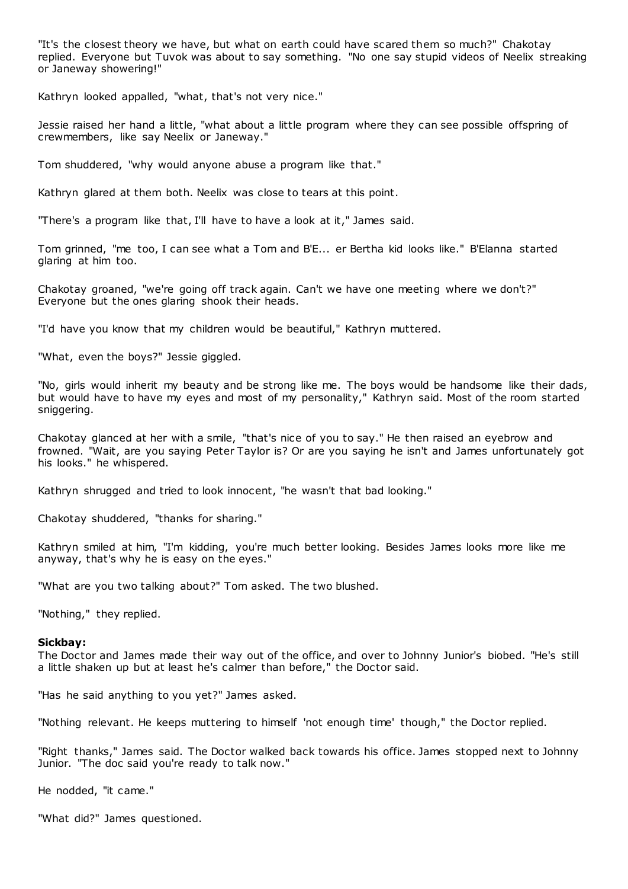"It's the closest theory we have, but what on earth could have scared them so much?" Chakotay replied. Everyone but Tuvok was about to say something. "No one say stupid videos of Neelix streaking or Janeway showering!"

Kathryn looked appalled, "what, that's not very nice."

Jessie raised her hand a little, "what about a little program where they can see possible offspring of crewmembers, like say Neelix or Janeway."

Tom shuddered, "why would anyone abuse a program like that."

Kathryn glared at them both. Neelix was close to tears at this point.

"There's a program like that, I'll have to have a look at it," James said.

Tom grinned, "me too, I can see what a Tom and B'E... er Bertha kid looks like." B'Elanna started glaring at him too.

Chakotay groaned, "we're going off track again. Can't we have one meeting where we don't?" Everyone but the ones glaring shook their heads.

"I'd have you know that my children would be beautiful," Kathryn muttered.

"What, even the boys?" Jessie giggled.

"No, girls would inherit my beauty and be strong like me. The boys would be handsome like their dads, but would have to have my eyes and most of my personality," Kathryn said. Most of the room started sniggering.

Chakotay glanced at her with a smile, "that's nice of you to say." He then raised an eyebrow and frowned. "Wait, are you saying Peter Taylor is? Or are you saying he isn't and James unfortunately got his looks." he whispered.

Kathryn shrugged and tried to look innocent, "he wasn't that bad looking."

Chakotay shuddered, "thanks for sharing."

Kathryn smiled at him, "I'm kidding, you're much better looking. Besides James looks more like me anyway, that's why he is easy on the eyes."

"What are you two talking about?" Tom asked. The two blushed.

"Nothing," they replied.

**Sickbay:**

The Doctor and James made their way out of the office, and over to Johnny Junior's biobed. "He's still a little shaken up but at least he's calmer than before," the Doctor said.

"Has he said anything to you yet?" James asked.

"Nothing relevant. He keeps muttering to himself 'not enough time' though," the Doctor replied.

"Right thanks," James said. The Doctor walked back towards his office. James stopped next to Johnny Junior. "The doc said you're ready to talk now."

He nodded, "it came."

"What did?" James questioned.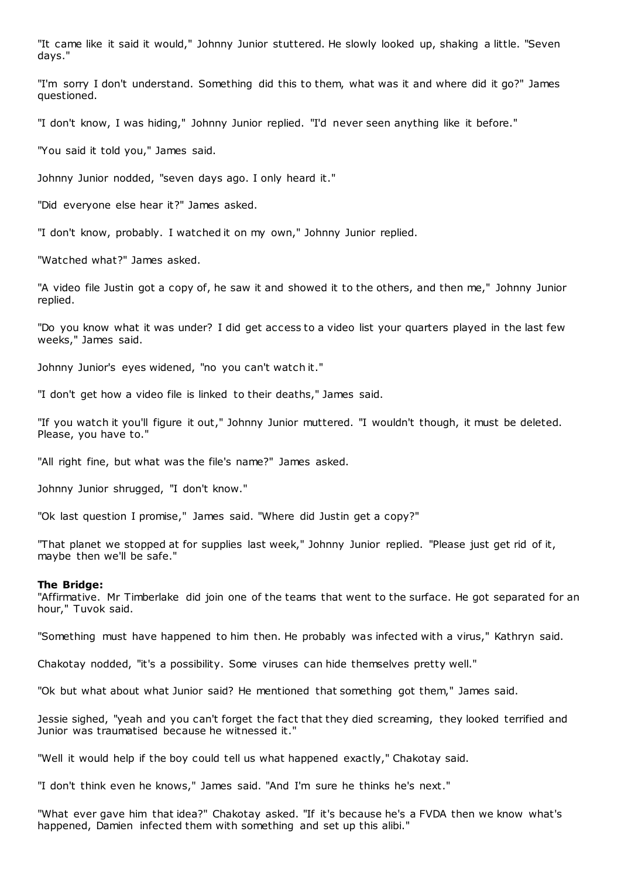"It came like it said it would," Johnny Junior stuttered. He slowly looked up, shaking a little. "Seven days."

"I'm sorry I don't understand. Something did this to them, what was it and where did it go?" James questioned.

"I don't know, I was hiding," Johnny Junior replied. "I'd never seen anything like it before."

"You said it told you," James said.

Johnny Junior nodded, "seven days ago. I only heard it."

"Did everyone else hear it?" James asked.

"I don't know, probably. I watched it on my own," Johnny Junior replied.

"Watched what?" James asked.

"A video file Justin got a copy of, he saw it and showed it to the others, and then me," Johnny Junior replied.

"Do you know what it was under? I did get access to a video list your quarters played in the last few weeks," James said.

Johnny Junior's eyes widened, "no you can't watch it."

"I don't get how a video file is linked to their deaths," James said.

"If you watch it you'll figure it out," Johnny Junior muttered. "I wouldn't though, it must be deleted. Please, you have to."

"All right fine, but what was the file's name?" James asked.

Johnny Junior shrugged, "I don't know."

"Ok last question I promise," James said. "Where did Justin get a copy?"

"That planet we stopped at for supplies last week," Johnny Junior replied. "Please just get rid of it, maybe then we'll be safe."

**The Bridge:**

"Affirmative. Mr Timberlake did join one of the teams that went to the surface. He got separated for an hour," Tuvok said.

"Something must have happened to him then. He probably was infected with a virus," Kathryn said.

Chakotay nodded, "it's a possibility. Some viruses can hide themselves pretty well."

"Ok but what about what Junior said? He mentioned that something got them," James said.

Jessie sighed, "yeah and you can't forget the fact that they died screaming, they looked terrified and Junior was traumatised because he witnessed it."

"Well it would help if the boy could tell us what happened exactly," Chakotay said.

"I don't think even he knows," James said. "And I'm sure he thinks he's next."

"What ever gave him that idea?" Chakotay asked. "If it's because he's a FVDA then we know what's happened, Damien infected them with something and set up this alibi."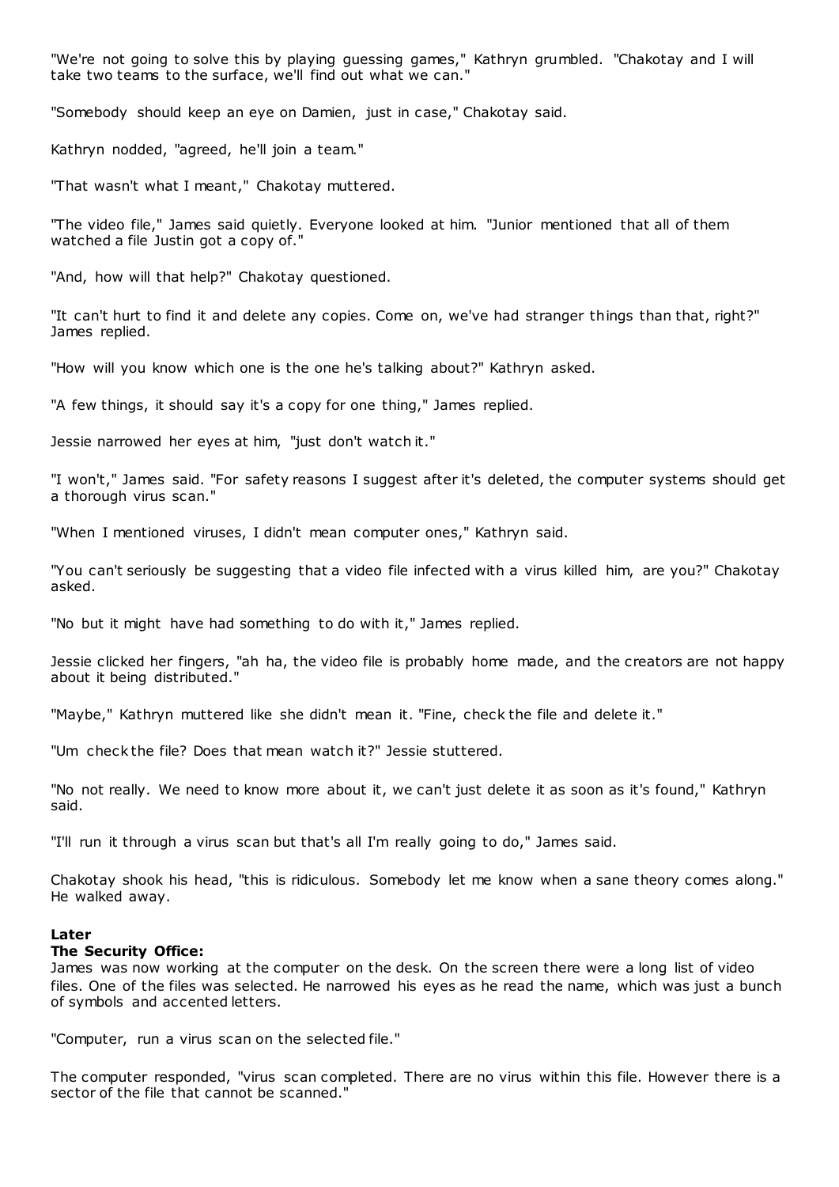"We're not going to solve this by playing guessing games," Kathryn grumbled. "Chakotay and I will take two teams to the surface, we'll find out what we can."

"Somebody should keep an eye on Damien, just in case," Chakotay said.

Kathryn nodded, "agreed, he'll join a team."

"That wasn't what I meant," Chakotay muttered.

"The video file," James said quietly. Everyone looked at him. "Junior mentioned that all of them watched a file Justin got a copy of."

"And, how will that help?" Chakotay questioned.

"It can't hurt to find it and delete any copies. Come on, we've had stranger things than that, right?" James replied.

"How will you know which one is the one he's talking about?" Kathryn asked.

"A few things, it should say it's a copy for one thing," James replied.

Jessie narrowed her eyes at him, "just don't watch it."

"I won't," James said. "For safety reasons I suggest after it's deleted, the computer systems should get a thorough virus scan."

"When I mentioned viruses, I didn't mean computer ones," Kathryn said.

"You can't seriously be suggesting that a video file infected with a virus killed him, are you?" Chakotay asked.

"No but it might have had something to do with it," James replied.

Jessie clicked her fingers, "ah ha, the video file is probably home made, and the creators are not happy about it being distributed."

"Maybe," Kathryn muttered like she didn't mean it. "Fine, check the file and delete it."

"Um check the file? Does that mean watch it?" Jessie stuttered.

"No not really. We need to know more about it, we can't just delete it as soon as it's found," Kathryn said.

"I'll run it through a virus scan but that's all I'm really going to do," James said.

Chakotay shook his head, "this is ridiculous. Somebody let me know when a sane theory comes along." He walked away.

**Later**
**The Security Office:**
James was now working at the computer on the desk. On the screen there were a long list of video files. One of the files was selected. He narrowed his eyes as he read the name, which was just a bunch of symbols and accented letters.

"Computer, run a virus scan on the selected file."

The computer responded, "virus scan completed. There are no virus within this file. However there is a sector of the file that cannot be scanned."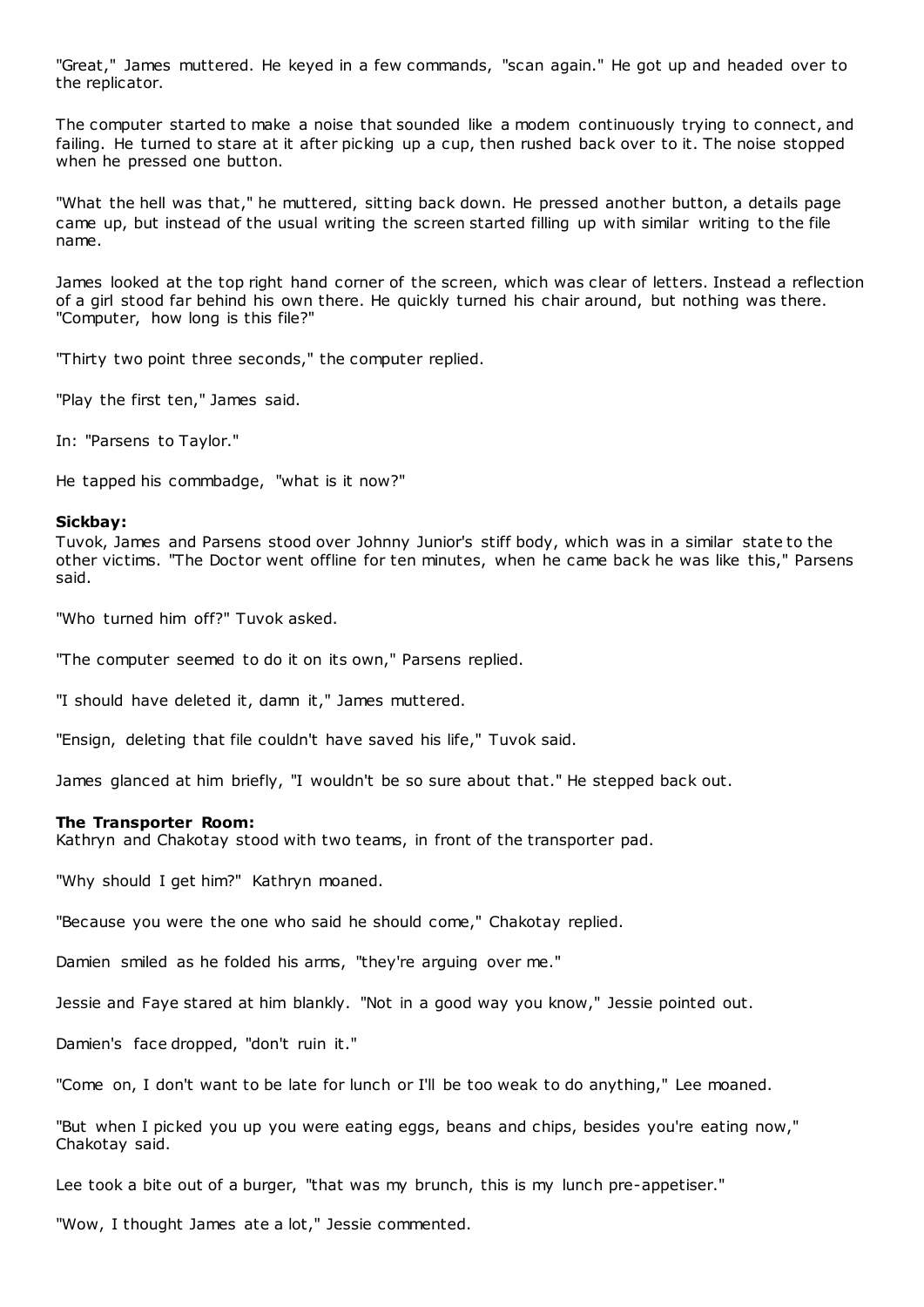"Great," James muttered. He keyed in a few commands, "scan again." He got up and headed over to the replicator.

The computer started to make a noise that sounded like a modem continuously trying to connect, and failing. He turned to stare at it after picking up a cup, then rushed back over to it. The noise stopped when he pressed one button.

"What the hell was that," he muttered, sitting back down. He pressed another button, a details page came up, but instead of the usual writing the screen started filling up with similar writing to the file name.

James looked at the top right hand corner of the screen, which was clear of letters. Instead a reflection of a girl stood far behind his own there. He quickly turned his chair around, but nothing was there. "Computer, how long is this file?"

"Thirty two point three seconds," the computer replied.

"Play the first ten," James said.

In: "Parsens to Taylor."

He tapped his commbadge, "what is it now?"

**Sickbay:**
Tuvok, James and Parsens stood over Johnny Junior's stiff body, which was in a similar state to the other victims. "The Doctor went offline for ten minutes, when he came back he was like this," Parsens said.

"Who turned him off?" Tuvok asked.

"The computer seemed to do it on its own," Parsens replied.

"I should have deleted it, damn it," James muttered.

"Ensign, deleting that file couldn't have saved his life," Tuvok said.

James glanced at him briefly, "I wouldn't be so sure about that." He stepped back out.

**The Transporter Room:**
Kathryn and Chakotay stood with two teams, in front of the transporter pad.

"Why should I get him?" Kathryn moaned.

"Because you were the one who said he should come," Chakotay replied.

Damien smiled as he folded his arms, "they're arguing over me."

Jessie and Faye stared at him blankly. "Not in a good way you know," Jessie pointed out.

Damien's face dropped, "don't ruin it."

"Come on, I don't want to be late for lunch or I'll be too weak to do anything," Lee moaned.

"But when I picked you up you were eating eggs, beans and chips, besides you're eating now," Chakotay said.

Lee took a bite out of a burger, "that was my brunch, this is my lunch pre-appetiser."

"Wow, I thought James ate a lot," Jessie commented.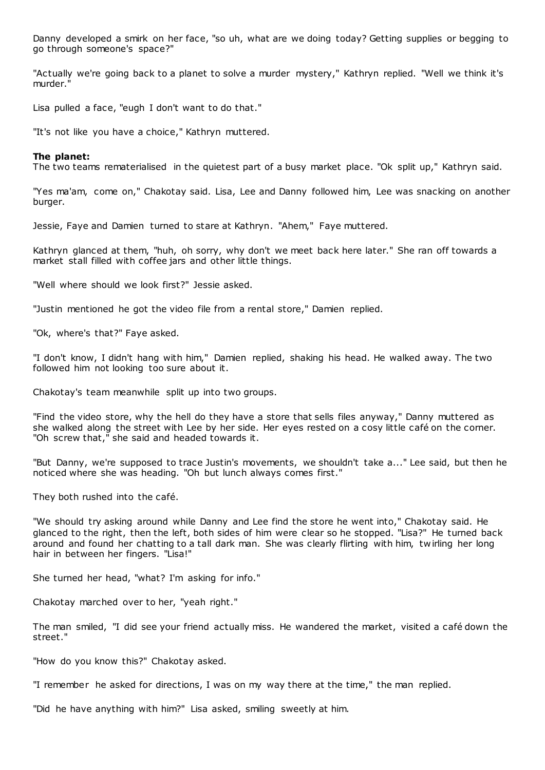Danny developed a smirk on her face, "so uh, what are we doing today? Getting supplies or begging to go through someone's space?"

"Actually we're going back to a planet to solve a murder mystery," Kathryn replied. "Well we think it's murder."

Lisa pulled a face, "eugh I don't want to do that."

"It's not like you have a choice," Kathryn muttered.

**The planet:**
The two teams rematerialised in the quietest part of a busy market place. "Ok split up," Kathryn said.

"Yes ma'am, come on," Chakotay said. Lisa, Lee and Danny followed him, Lee was snacking on another burger.

Jessie, Faye and Damien turned to stare at Kathryn. "Ahem," Faye muttered.

Kathryn glanced at them, "huh, oh sorry, why don't we meet back here later." She ran off towards a market stall filled with coffee jars and other little things.

"Well where should we look first?" Jessie asked.

"Justin mentioned he got the video file from a rental store," Damien replied.

"Ok, where's that?" Faye asked.

"I don't know, I didn't hang with him," Damien replied, shaking his head. He walked away. The two followed him not looking too sure about it.

Chakotay's team meanwhile split up into two groups.

"Find the video store, why the hell do they have a store that sells files anyway," Danny muttered as she walked along the street with Lee by her side. Her eyes rested on a cosy little café on the corner. "Oh screw that," she said and headed towards it.

"But Danny, we're supposed to trace Justin's movements, we shouldn't take a..." Lee said, but then he noticed where she was heading. "Oh but lunch always comes first."

They both rushed into the café.

"We should try asking around while Danny and Lee find the store he went into," Chakotay said. He glanced to the right, then the left, both sides of him were clear so he stopped. "Lisa?" He turned back around and found her chatting to a tall dark man. She was clearly flirting with him, twirling her long hair in between her fingers. "Lisa!"

She turned her head, "what? I'm asking for info."

Chakotay marched over to her, "yeah right."

The man smiled, "I did see your friend actually miss. He wandered the market, visited a café down the street."

"How do you know this?" Chakotay asked.

"I remember he asked for directions, I was on my way there at the time," the man replied.

"Did he have anything with him?" Lisa asked, smiling sweetly at him.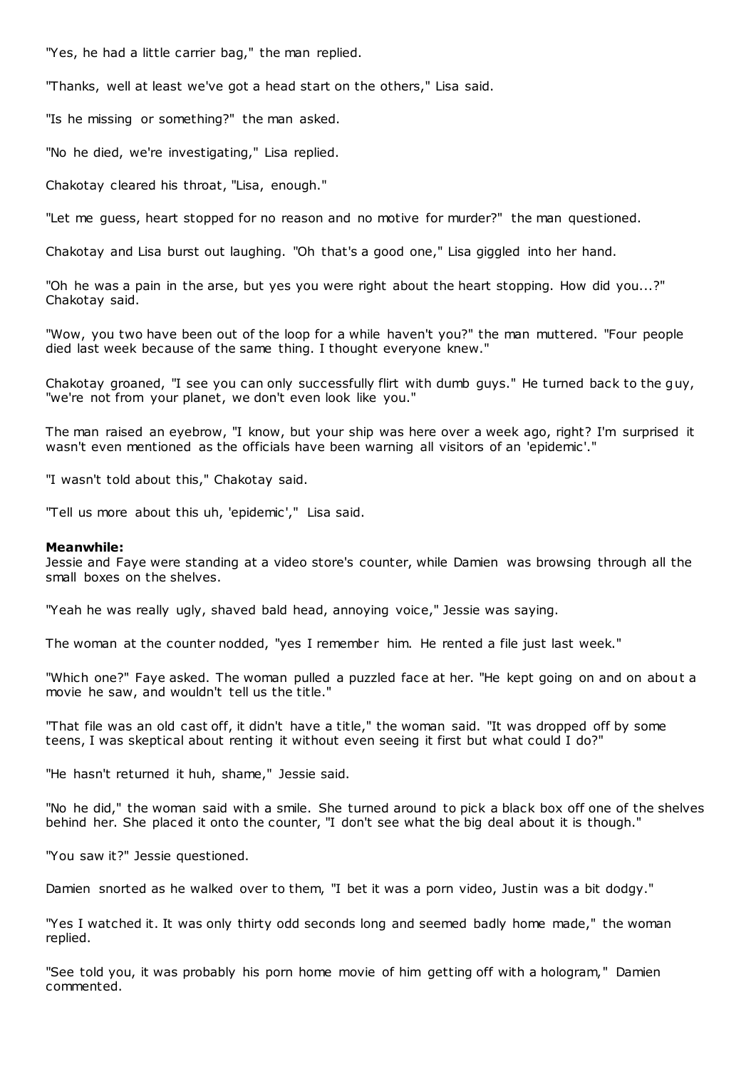"Yes, he had a little carrier bag," the man replied.

"Thanks, well at least we've got a head start on the others," Lisa said.

"Is he missing or something?" the man asked.

"No he died, we're investigating," Lisa replied.

Chakotay cleared his throat, "Lisa, enough."

"Let me guess, heart stopped for no reason and no motive for murder?" the man questioned.

Chakotay and Lisa burst out laughing. "Oh that's a good one," Lisa giggled into her hand.

"Oh he was a pain in the arse, but yes you were right about the heart stopping. How did you...?" Chakotay said.

"Wow, you two have been out of the loop for a while haven't you?" the man muttered. "Four people died last week because of the same thing. I thought everyone knew."

Chakotay groaned, "I see you can only successfully flirt with dumb guys." He turned back to the guy, "we're not from your planet, we don't even look like you."

The man raised an eyebrow, "I know, but your ship was here over a week ago, right? I'm surprised it wasn't even mentioned as the officials have been warning all visitors of an 'epidemic'."

"I wasn't told about this," Chakotay said.

"Tell us more about this uh, 'epidemic'," Lisa said.

**Meanwhile:**
Jessie and Faye were standing at a video store's counter, while Damien was browsing through all the small boxes on the shelves.

"Yeah he was really ugly, shaved bald head, annoying voice," Jessie was saying.

The woman at the counter nodded, "yes I remember him. He rented a file just last week."

"Which one?" Faye asked. The woman pulled a puzzled face at her. "He kept going on and on about a movie he saw, and wouldn't tell us the title."

"That file was an old cast off, it didn't have a title," the woman said. "It was dropped off by some teens, I was skeptical about renting it without even seeing it first but what could I do?"

"He hasn't returned it huh, shame," Jessie said.

"No he did," the woman said with a smile. She turned around to pick a black box off one of the shelves behind her. She placed it onto the counter, "I don't see what the big deal about it is though."

"You saw it?" Jessie questioned.

Damien snorted as he walked over to them, "I bet it was a porn video, Justin was a bit dodgy."

"Yes I watched it. It was only thirty odd seconds long and seemed badly home made," the woman replied.

"See told you, it was probably his porn home movie of him getting off with a hologram," Damien commented.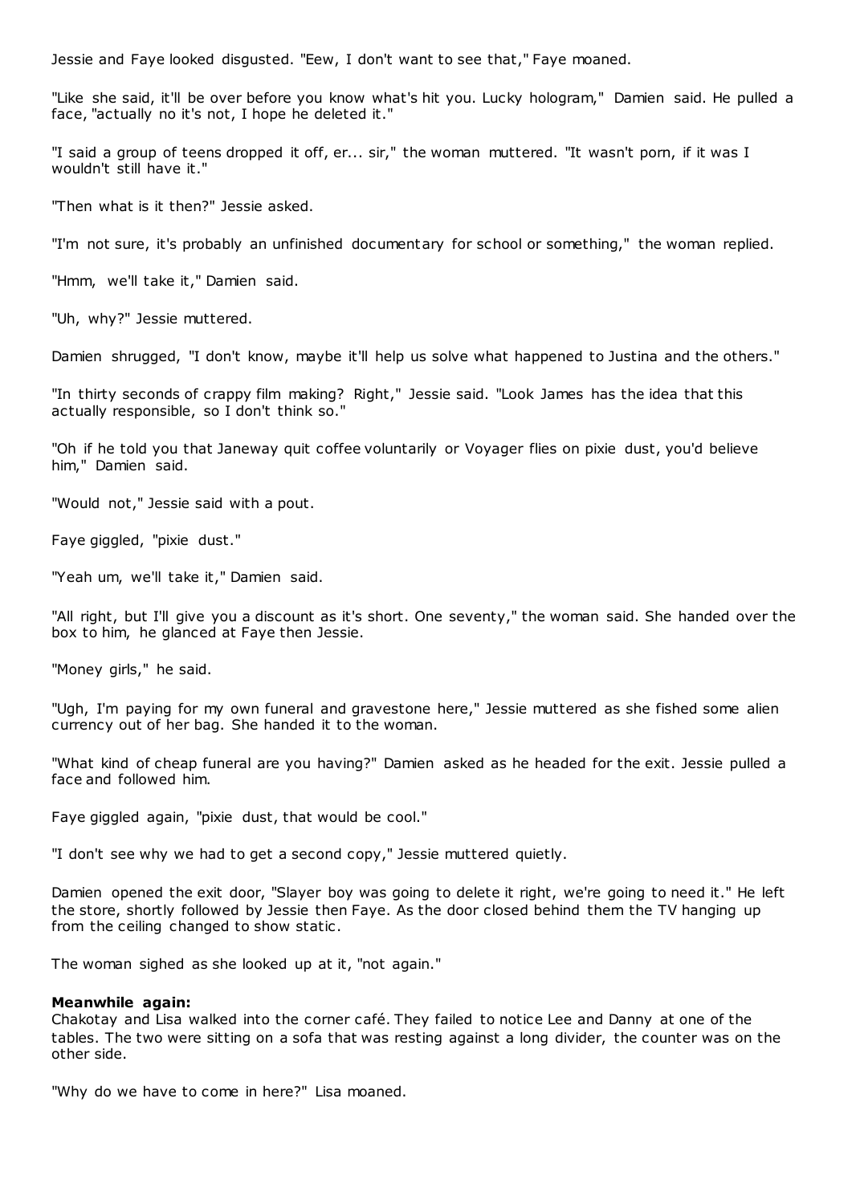Jessie and Faye looked disgusted. "Eew, I don't want to see that," Faye moaned.

"Like she said, it'll be over before you know what's hit you. Lucky hologram," Damien said. He pulled a face, "actually no it's not, I hope he deleted it."

"I said a group of teens dropped it off, er... sir," the woman muttered. "It wasn't porn, if it was I wouldn't still have it."

"Then what is it then?" Jessie asked.

"I'm not sure, it's probably an unfinished documentary for school or something," the woman replied.

"Hmm, we'll take it," Damien said.

"Uh, why?" Jessie muttered.

Damien shrugged, "I don't know, maybe it'll help us solve what happened to Justina and the others."

"In thirty seconds of crappy film making? Right," Jessie said. "Look James has the idea that this actually responsible, so I don't think so."

"Oh if he told you that Janeway quit coffee voluntarily or Voyager flies on pixie dust, you'd believe him," Damien said.

"Would not," Jessie said with a pout.

Faye giggled, "pixie dust."

"Yeah um, we'll take it," Damien said.

"All right, but I'll give you a discount as it's short. One seventy," the woman said. She handed over the box to him, he glanced at Faye then Jessie.

"Money girls," he said.

"Ugh, I'm paying for my own funeral and gravestone here," Jessie muttered as she fished some alien currency out of her bag. She handed it to the woman.

"What kind of cheap funeral are you having?" Damien asked as he headed for the exit. Jessie pulled a face and followed him.

Faye giggled again, "pixie dust, that would be cool."

"I don't see why we had to get a second copy," Jessie muttered quietly.

Damien opened the exit door, "Slayer boy was going to delete it right, we're going to need it." He left the store, shortly followed by Jessie then Faye. As the door closed behind them the TV hanging up from the ceiling changed to show static.

The woman sighed as she looked up at it, "not again."

**Meanwhile again:**
Chakotay and Lisa walked into the corner café. They failed to notice Lee and Danny at one of the tables. The two were sitting on a sofa that was resting against a long divider, the counter was on the other side.

"Why do we have to come in here?" Lisa moaned.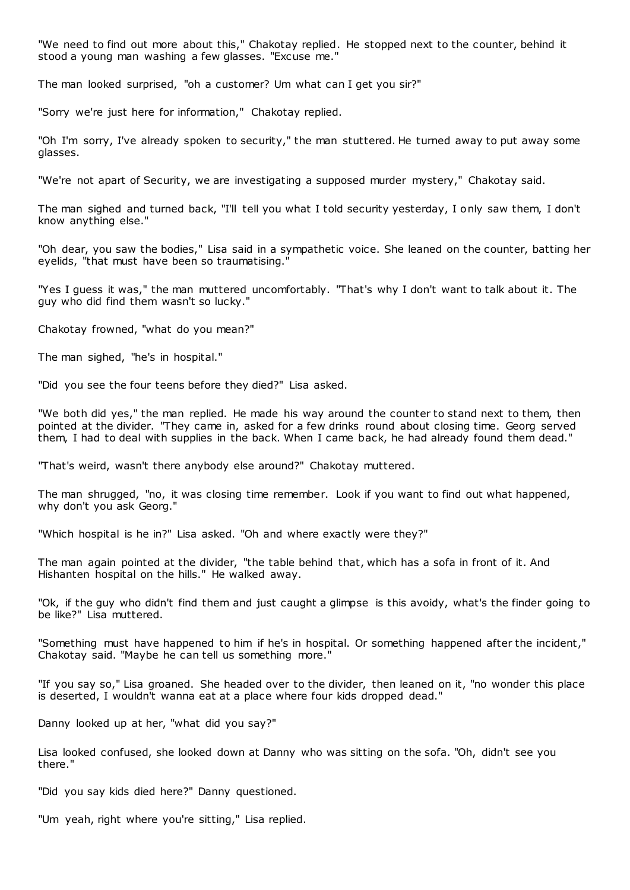"We need to find out more about this," Chakotay replied. He stopped next to the counter, behind it stood a young man washing a few glasses. "Excuse me."

The man looked surprised, "oh a customer? Um what can I get you sir?"

"Sorry we're just here for information," Chakotay replied.

"Oh I'm sorry, I've already spoken to security," the man stuttered. He turned away to put away some glasses.

"We're not apart of Security, we are investigating a supposed murder mystery," Chakotay said.

The man sighed and turned back, "I'll tell you what I told security yesterday, I only saw them, I don't know anything else."

"Oh dear, you saw the bodies," Lisa said in a sympathetic voice. She leaned on the counter, batting her eyelids, "that must have been so traumatising."

"Yes I guess it was," the man muttered uncomfortably. "That's why I don't want to talk about it. The guy who did find them wasn't so lucky."

Chakotay frowned, "what do you mean?"

The man sighed, "he's in hospital."

"Did you see the four teens before they died?" Lisa asked.

"We both did yes," the man replied. He made his way around the counter to stand next to them, then pointed at the divider. "They came in, asked for a few drinks round about closing time. Georg served them, I had to deal with supplies in the back. When I came back, he had already found them dead."

"That's weird, wasn't there anybody else around?" Chakotay muttered.

The man shrugged, "no, it was closing time remember. Look if you want to find out what happened, why don't you ask Georg."

"Which hospital is he in?" Lisa asked. "Oh and where exactly were they?"

The man again pointed at the divider, "the table behind that, which has a sofa in front of it. And Hishanten hospital on the hills." He walked away.

"Ok, if the guy who didn't find them and just caught a glimpse is this avoidy, what's the finder going to be like?" Lisa muttered.

"Something must have happened to him if he's in hospital. Or something happened after the incident," Chakotay said. "Maybe he can tell us something more."

"If you say so," Lisa groaned. She headed over to the divider, then leaned on it, "no wonder this place is deserted, I wouldn't wanna eat at a place where four kids dropped dead."

Danny looked up at her, "what did you say?"

Lisa looked confused, she looked down at Danny who was sitting on the sofa. "Oh, didn't see you there."

"Did you say kids died here?" Danny questioned.

"Um yeah, right where you're sitting," Lisa replied.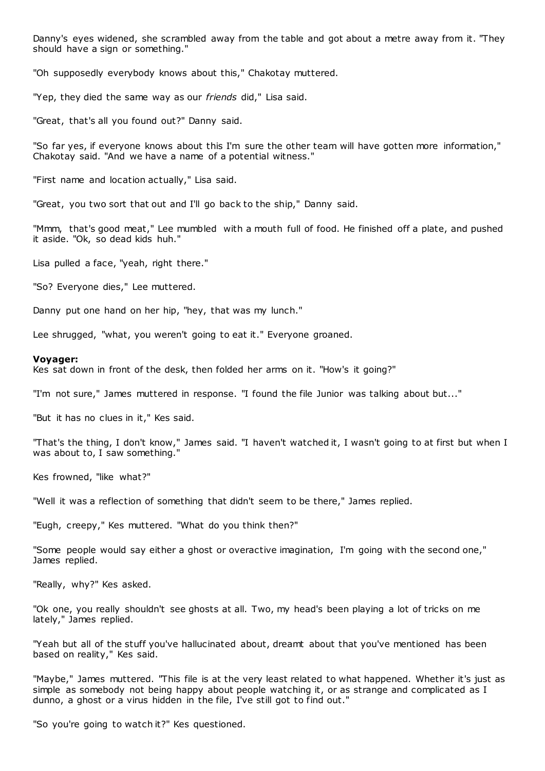Danny's eyes widened, she scrambled away from the table and got about a metre away from it. "They should have a sign or something."

"Oh supposedly everybody knows about this," Chakotay muttered.

"Yep, they died the same way as our *friends* did," Lisa said.

"Great, that's all you found out?" Danny said.

"So far yes, if everyone knows about this I'm sure the other team will have gotten more information," Chakotay said. "And we have a name of a potential witness."

"First name and location actually," Lisa said.

"Great, you two sort that out and I'll go back to the ship," Danny said.

"Mmm, that's good meat," Lee mumbled with a mouth full of food. He finished off a plate, and pushed it aside. "Ok, so dead kids huh."

Lisa pulled a face, "yeah, right there."

"So? Everyone dies," Lee muttered.

Danny put one hand on her hip, "hey, that was my lunch."

Lee shrugged, "what, you weren't going to eat it." Everyone groaned.

**Voyager:**
Kes sat down in front of the desk, then folded her arms on it. "How's it going?"

"I'm not sure," James muttered in response. "I found the file Junior was talking about but..."

"But it has no clues in it," Kes said.

"That's the thing, I don't know," James said. "I haven't watched it, I wasn't going to at first but when I was about to, I saw something."

Kes frowned, "like what?"

"Well it was a reflection of something that didn't seem to be there," James replied.

"Eugh, creepy," Kes muttered. "What do you think then?"

"Some people would say either a ghost or overactive imagination, I'm going with the second one," James replied.

"Really, why?" Kes asked.

"Ok one, you really shouldn't see ghosts at all. Two, my head's been playing a lot of tricks on me lately," James replied.

"Yeah but all of the stuff you've hallucinated about, dreamt about that you've mentioned has been based on reality," Kes said.

"Maybe," James muttered. "This file is at the very least related to what happened. Whether it's just as simple as somebody not being happy about people watching it, or as strange and complicated as I dunno, a ghost or a virus hidden in the file, I've still got to find out."

"So you're going to watch it?" Kes questioned.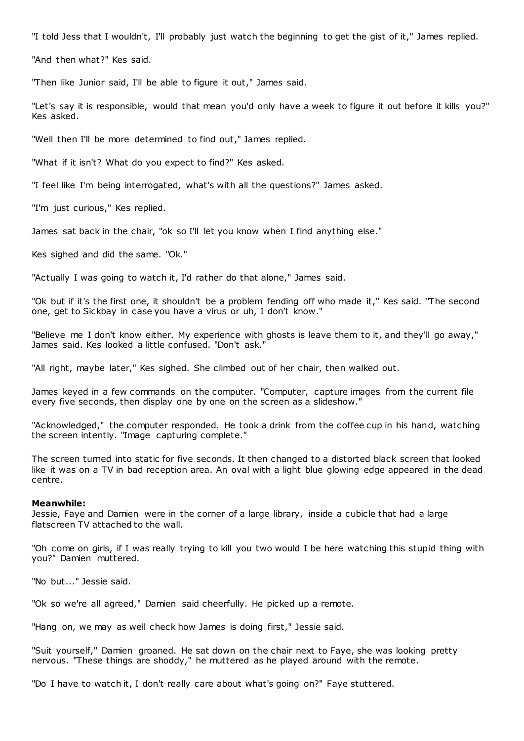"I told Jess that I wouldn't, I'll probably just watch the beginning to get the gist of it," James replied.

"And then what?" Kes said.

"Then like Junior said, I'll be able to figure it out," James said.

"Let's say it is responsible, would that mean you'd only have a week to figure it out before it kills you?" Kes asked.

"Well then I'll be more determined to find out," James replied.

"What if it isn't? What do you expect to find?" Kes asked.

"I feel like I'm being interrogated, what's with all the questions?" James asked.

"I'm just curious," Kes replied.

James sat back in the chair, "ok so I'll let you know when I find anything else."

Kes sighed and did the same. "Ok."

"Actually I was going to watch it, I'd rather do that alone," James said.

"Ok but if it's the first one, it shouldn't be a problem fending off who made it," Kes said. "The second one, get to Sickbay in case you have a virus or uh, I don't know."

"Believe me I don't know either. My experience with ghosts is leave them to it, and they'll go away," James said. Kes looked a little confused. "Don't ask."

"All right, maybe later," Kes sighed. She climbed out of her chair, then walked out.

James keyed in a few commands on the computer. "Computer, capture images from the current file every five seconds, then display one by one on the screen as a slideshow."

"Acknowledged," the computer responded. He took a drink from the coffee cup in his hand, watching the screen intently. "Image capturing complete."

The screen turned into static for five seconds. It then changed to a distorted black screen that looked like it was on a TV in bad reception area. An oval with a light blue glowing edge appeared in the dead centre.

**Meanwhile:**
Jessie, Faye and Damien were in the corner of a large library, inside a cubicle that had a large flatscreen TV attached to the wall.

"Oh come on girls, if I was really trying to kill you two would I be here watching this stupid thing with you?" Damien muttered.

"No but..." Jessie said.

"Ok so we're all agreed," Damien said cheerfully. He picked up a remote.

"Hang on, we may as well check how James is doing first," Jessie said.

"Suit yourself," Damien groaned. He sat down on the chair next to Faye, she was looking pretty nervous. "These things are shoddy," he muttered as he played around with the remote.

"Do I have to watch it, I don't really care about what's going on?" Faye stuttered.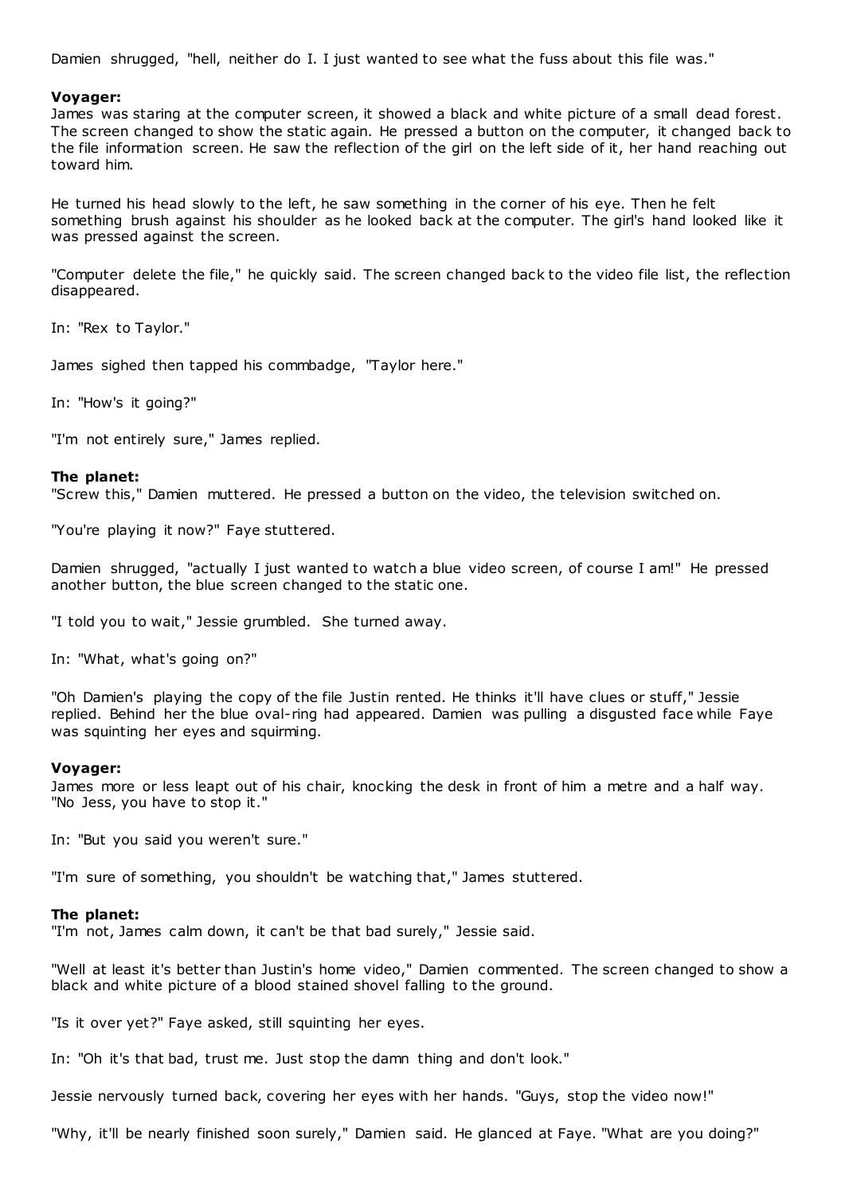Damien shrugged, "hell, neither do I. I just wanted to see what the fuss about this file was."

**Voyager:**
James was staring at the computer screen, it showed a black and white picture of a small dead forest. The screen changed to show the static again. He pressed a button on the computer, it changed back to the file information screen. He saw the reflection of the girl on the left side of it, her hand reaching out toward him.

He turned his head slowly to the left, he saw something in the corner of his eye. Then he felt something brush against his shoulder as he looked back at the computer. The girl's hand looked like it was pressed against the screen.

"Computer delete the file," he quickly said. The screen changed back to the video file list, the reflection disappeared.

In: "Rex to Taylor."

James sighed then tapped his commbadge, "Taylor here."

In: "How's it going?"

"I'm not entirely sure," James replied.

**The planet:**
"Screw this," Damien muttered. He pressed a button on the video, the television switched on.

"You're playing it now?" Faye stuttered.

Damien shrugged, "actually I just wanted to watch a blue video screen, of course I am!" He pressed another button, the blue screen changed to the static one.

"I told you to wait," Jessie grumbled. She turned away.

In: "What, what's going on?"

"Oh Damien's playing the copy of the file Justin rented. He thinks it'll have clues or stuff," Jessie replied. Behind her the blue oval-ring had appeared. Damien was pulling a disgusted face while Faye was squinting her eyes and squirming.

**Voyager:**
James more or less leapt out of his chair, knocking the desk in front of him a metre and a half way. "No Jess, you have to stop it."

In: "But you said you weren't sure."

"I'm sure of something, you shouldn't be watching that," James stuttered.

**The planet:**
"I'm not, James calm down, it can't be that bad surely," Jessie said.

"Well at least it's better than Justin's home video," Damien commented. The screen changed to show a black and white picture of a blood stained shovel falling to the ground.

"Is it over yet?" Faye asked, still squinting her eyes.

In: "Oh it's that bad, trust me. Just stop the damn thing and don't look."

Jessie nervously turned back, covering her eyes with her hands. "Guys, stop the video now!"

"Why, it'll be nearly finished soon surely," Damien said. He glanced at Faye. "What are you doing?"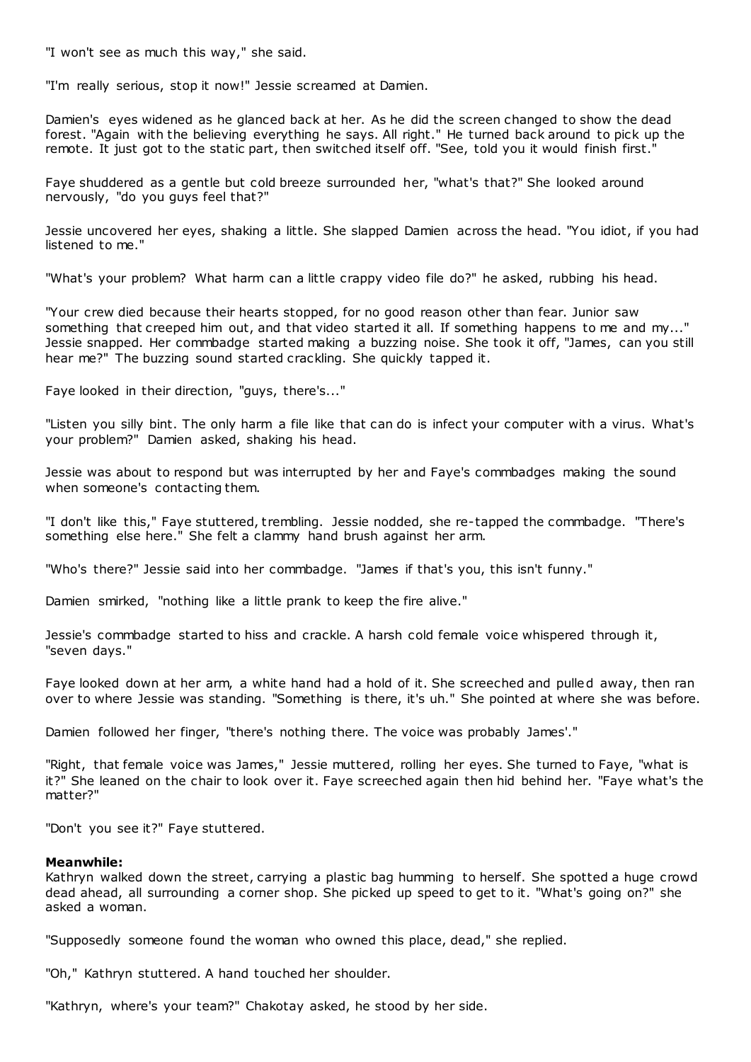"I won't see as much this way," she said.

"I'm really serious, stop it now!" Jessie screamed at Damien.

Damien's eyes widened as he glanced back at her. As he did the screen changed to show the dead forest. "Again with the believing everything he says. All right." He turned back around to pick up the remote. It just got to the static part, then switched itself off. "See, told you it would finish first."

Faye shuddered as a gentle but cold breeze surrounded her, "what's that?" She looked around nervously, "do you guys feel that?"

Jessie uncovered her eyes, shaking a little. She slapped Damien across the head. "You idiot, if you had listened to me."

"What's your problem? What harm can a little crappy video file do?" he asked, rubbing his head.

"Your crew died because their hearts stopped, for no good reason other than fear. Junior saw something that creeped him out, and that video started it all. If something happens to me and my..." Jessie snapped. Her commbadge started making a buzzing noise. She took it off, "James, can you still hear me?" The buzzing sound started crackling. She quickly tapped it.

Faye looked in their direction, "guys, there's..."

"Listen you silly bint. The only harm a file like that can do is infect your computer with a virus. What's your problem?" Damien asked, shaking his head.

Jessie was about to respond but was interrupted by her and Faye's commbadges making the sound when someone's contacting them.

"I don't like this," Faye stuttered, trembling. Jessie nodded, she re-tapped the commbadge. "There's something else here." She felt a clammy hand brush against her arm.

"Who's there?" Jessie said into her commbadge. "James if that's you, this isn't funny."

Damien smirked, "nothing like a little prank to keep the fire alive."

Jessie's commbadge started to hiss and crackle. A harsh cold female voice whispered through it, "seven days."

Faye looked down at her arm, a white hand had a hold of it. She screeched and pulled away, then ran over to where Jessie was standing. "Something is there, it's uh." She pointed at where she was before.

Damien followed her finger, "there's nothing there. The voice was probably James'."

"Right, that female voice was James," Jessie muttered, rolling her eyes. She turned to Faye, "what is it?" She leaned on the chair to look over it. Faye screeched again then hid behind her. "Faye what's the matter?"

"Don't you see it?" Faye stuttered.

**Meanwhile:**
Kathryn walked down the street, carrying a plastic bag humming to herself. She spotted a huge crowd dead ahead, all surrounding a corner shop. She picked up speed to get to it. "What's going on?" she asked a woman.

"Supposedly someone found the woman who owned this place, dead," she replied.

"Oh," Kathryn stuttered. A hand touched her shoulder.

"Kathryn, where's your team?" Chakotay asked, he stood by her side.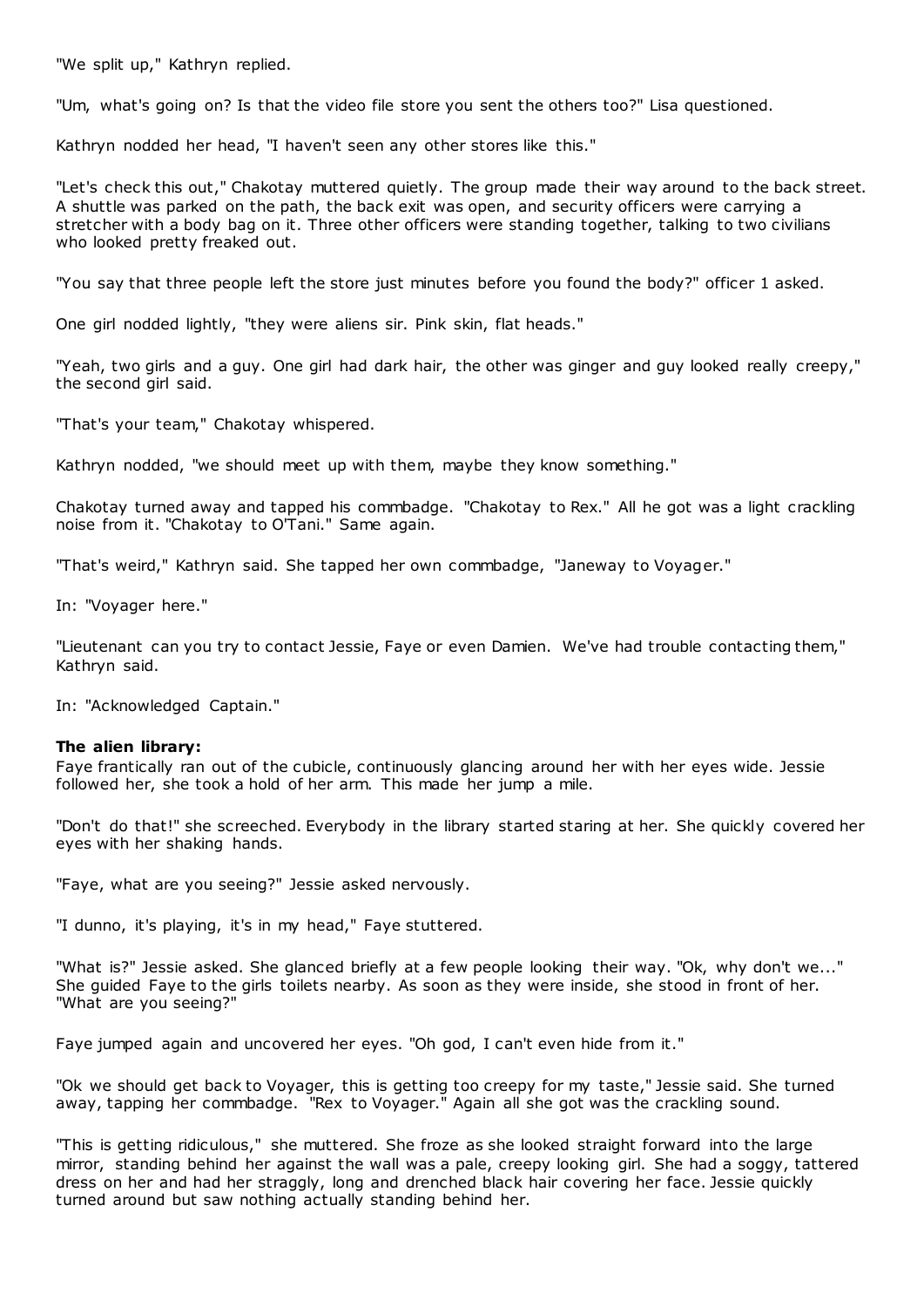"We split up," Kathryn replied.

"Um, what's going on? Is that the video file store you sent the others too?" Lisa questioned.

Kathryn nodded her head, "I haven't seen any other stores like this."

"Let's check this out," Chakotay muttered quietly. The group made their way around to the back street. A shuttle was parked on the path, the back exit was open, and security officers were carrying a stretcher with a body bag on it. Three other officers were standing together, talking to two civilians who looked pretty freaked out.

"You say that three people left the store just minutes before you found the body?" officer 1 asked.

One girl nodded lightly, "they were aliens sir. Pink skin, flat heads."

"Yeah, two girls and a guy. One girl had dark hair, the other was ginger and guy looked really creepy," the second girl said.

"That's your team," Chakotay whispered.

Kathryn nodded, "we should meet up with them, maybe they know something."

Chakotay turned away and tapped his commbadge. "Chakotay to Rex." All he got was a light crackling noise from it. "Chakotay to O'Tani." Same again.

"That's weird," Kathryn said. She tapped her own commbadge, "Janeway to Voyager."

In: "Voyager here."

"Lieutenant can you try to contact Jessie, Faye or even Damien. We've had trouble contacting them," Kathryn said.

In: "Acknowledged Captain."

**The alien library:**
Faye frantically ran out of the cubicle, continuously glancing around her with her eyes wide. Jessie followed her, she took a hold of her arm. This made her jump a mile.

"Don't do that!" she screeched. Everybody in the library started staring at her. She quickly covered her eyes with her shaking hands.

"Faye, what are you seeing?" Jessie asked nervously.

"I dunno, it's playing, it's in my head," Faye stuttered.

"What is?" Jessie asked. She glanced briefly at a few people looking their way. "Ok, why don't we..." She guided Faye to the girls toilets nearby. As soon as they were inside, she stood in front of her. "What are you seeing?"

Faye jumped again and uncovered her eyes. "Oh god, I can't even hide from it."

"Ok we should get back to Voyager, this is getting too creepy for my taste," Jessie said. She turned away, tapping her commbadge. "Rex to Voyager." Again all she got was the crackling sound.

"This is getting ridiculous," she muttered. She froze as she looked straight forward into the large mirror, standing behind her against the wall was a pale, creepy looking girl. She had a soggy, tattered dress on her and had her straggly, long and drenched black hair covering her face. Jessie quickly turned around but saw nothing actually standing behind her.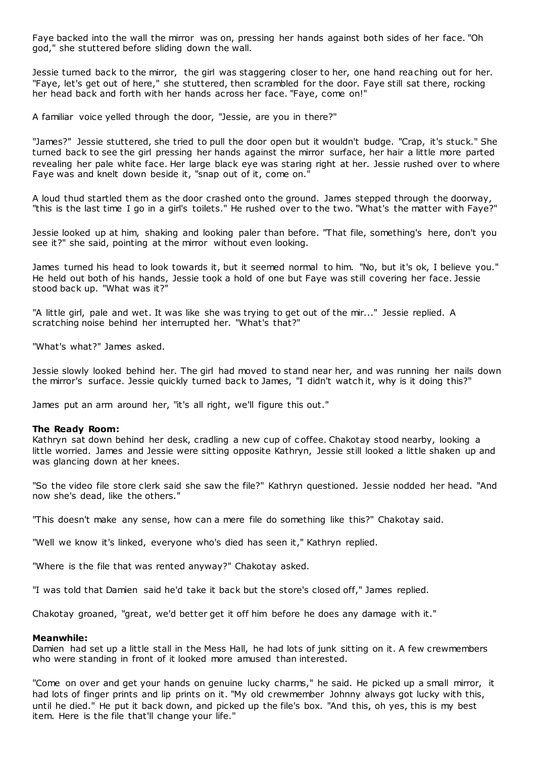Faye backed into the wall the mirror was on, pressing her hands against both sides of her face. "Oh god," she stuttered before sliding down the wall.

Jessie turned back to the mirror, the girl was staggering closer to her, one hand reaching out for her. "Faye, let's get out of here," she stuttered, then scrambled for the door. Faye still sat there, rocking her head back and forth with her hands across her face. "Faye, come on!"

A familiar voice yelled through the door, "Jessie, are you in there?"

"James?" Jessie stuttered, she tried to pull the door open but it wouldn't budge. "Crap, it's stuck." She turned back to see the girl pressing her hands against the mirror surface, her hair a little more parted revealing her pale white face. Her large black eye was staring right at her. Jessie rushed over to where Faye was and knelt down beside it, "snap out of it, come on."

A loud thud startled them as the door crashed onto the ground. James stepped through the doorway, "this is the last time I go in a girl's toilets." He rushed over to the two. "What's the matter with Faye?"

Jessie looked up at him, shaking and looking paler than before. "That file, something's here, don't you see it?" she said, pointing at the mirror without even looking.

James turned his head to look towards it, but it seemed normal to him. "No, but it's ok, I believe you." He held out both of his hands, Jessie took a hold of one but Faye was still covering her face. Jessie stood back up. "What was it?"

"A little girl, pale and wet. It was like she was trying to get out of the mir..." Jessie replied. A scratching noise behind her interrupted her. "What's that?"

"What's what?" James asked.

Jessie slowly looked behind her. The girl had moved to stand near her, and was running her nails down the mirror's surface. Jessie quickly turned back to James, "I didn't watch it, why is it doing this?"

James put an arm around her, "it's all right, we'll figure this out."

**The Ready Room:**
Kathryn sat down behind her desk, cradling a new cup of coffee. Chakotay stood nearby, looking a little worried. James and Jessie were sitting opposite Kathryn, Jessie still looked a little shaken up and was glancing down at her knees.

"So the video file store clerk said she saw the file?" Kathryn questioned. Jessie nodded her head. "And now she's dead, like the others."

"This doesn't make any sense, how can a mere file do something like this?" Chakotay said.

"Well we know it's linked, everyone who's died has seen it," Kathryn replied.

"Where is the file that was rented anyway?" Chakotay asked.

"I was told that Damien said he'd take it back but the store's closed off," James replied.

Chakotay groaned, "great, we'd better get it off him before he does any damage with it."

**Meanwhile:**
Damien had set up a little stall in the Mess Hall, he had lots of junk sitting on it. A few crewmembers who were standing in front of it looked more amused than interested.

"Come on over and get your hands on genuine lucky charms," he said. He picked up a small mirror, it had lots of finger prints and lip prints on it. "My old crewmember Johnny always got lucky with this, until he died." He put it back down, and picked up the file's box. "And this, oh yes, this is my best item. Here is the file that'll change your life."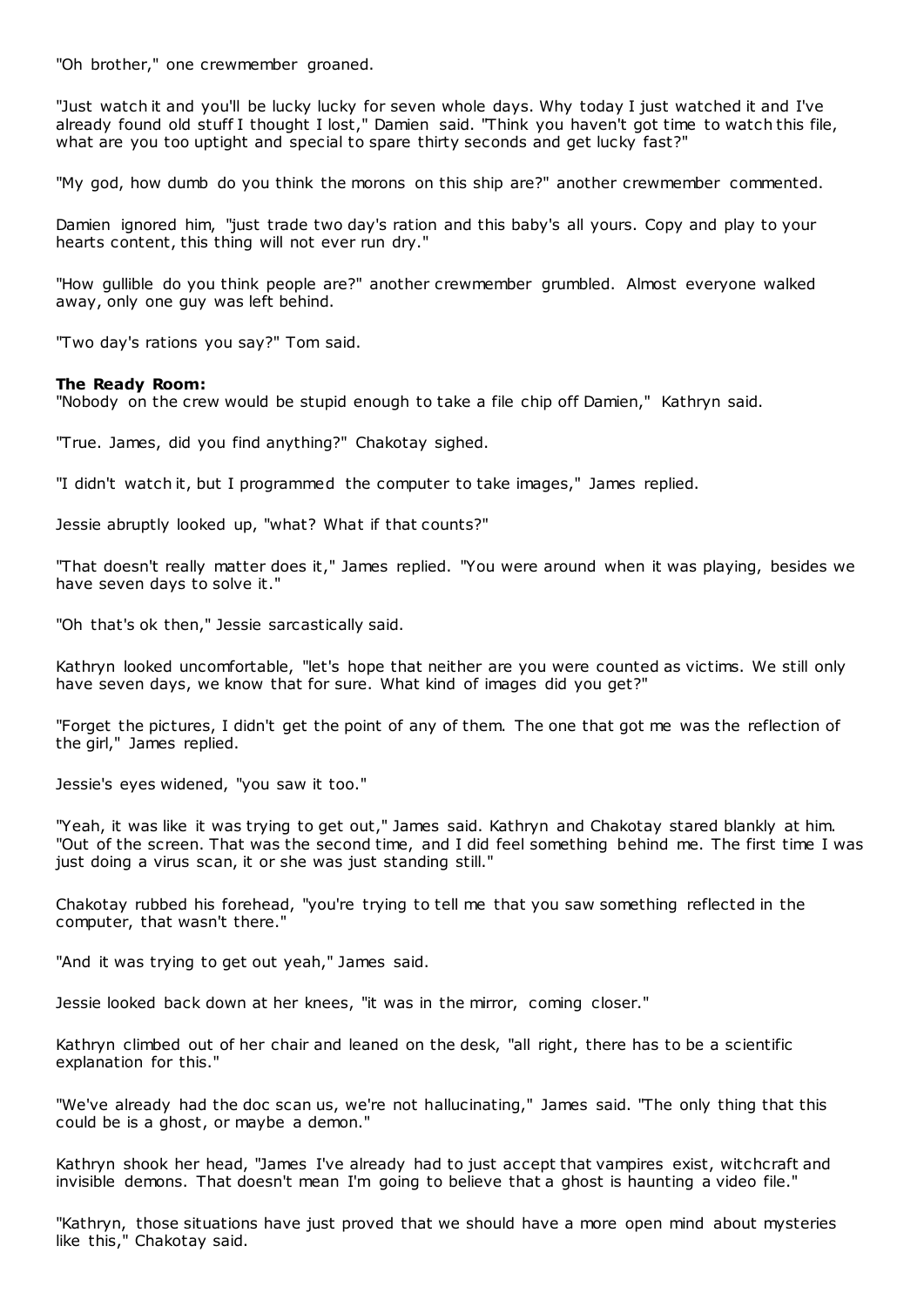"Oh brother," one crewmember groaned.

"Just watch it and you'll be lucky lucky for seven whole days. Why today I just watched it and I've already found old stuff I thought I lost," Damien said. "Think you haven't got time to watch this file, what are you too uptight and special to spare thirty seconds and get lucky fast?"

"My god, how dumb do you think the morons on this ship are?" another crewmember commented.

Damien ignored him, "just trade two day's ration and this baby's all yours. Copy and play to your hearts content, this thing will not ever run dry."

"How gullible do you think people are?" another crewmember grumbled. Almost everyone walked away, only one guy was left behind.

"Two day's rations you say?" Tom said.

**The Ready Room:**
"Nobody on the crew would be stupid enough to take a file chip off Damien," Kathryn said.

"True. James, did you find anything?" Chakotay sighed.

"I didn't watch it, but I programmed the computer to take images," James replied.

Jessie abruptly looked up, "what? What if that counts?"

"That doesn't really matter does it," James replied. "You were around when it was playing, besides we have seven days to solve it."

"Oh that's ok then," Jessie sarcastically said.

Kathryn looked uncomfortable, "let's hope that neither are you were counted as victims. We still only have seven days, we know that for sure. What kind of images did you get?"

"Forget the pictures, I didn't get the point of any of them. The one that got me was the reflection of the girl," James replied.

Jessie's eyes widened, "you saw it too."

"Yeah, it was like it was trying to get out," James said. Kathryn and Chakotay stared blankly at him. "Out of the screen. That was the second time, and I did feel something behind me. The first time I was just doing a virus scan, it or she was just standing still."

Chakotay rubbed his forehead, "you're trying to tell me that you saw something reflected in the computer, that wasn't there."

"And it was trying to get out yeah," James said.

Jessie looked back down at her knees, "it was in the mirror, coming closer."

Kathryn climbed out of her chair and leaned on the desk, "all right, there has to be a scientific explanation for this."

"We've already had the doc scan us, we're not hallucinating," James said. "The only thing that this could be is a ghost, or maybe a demon."

Kathryn shook her head, "James I've already had to just accept that vampires exist, witchcraft and invisible demons. That doesn't mean I'm going to believe that a ghost is haunting a video file."

"Kathryn, those situations have just proved that we should have a more open mind about mysteries like this," Chakotay said.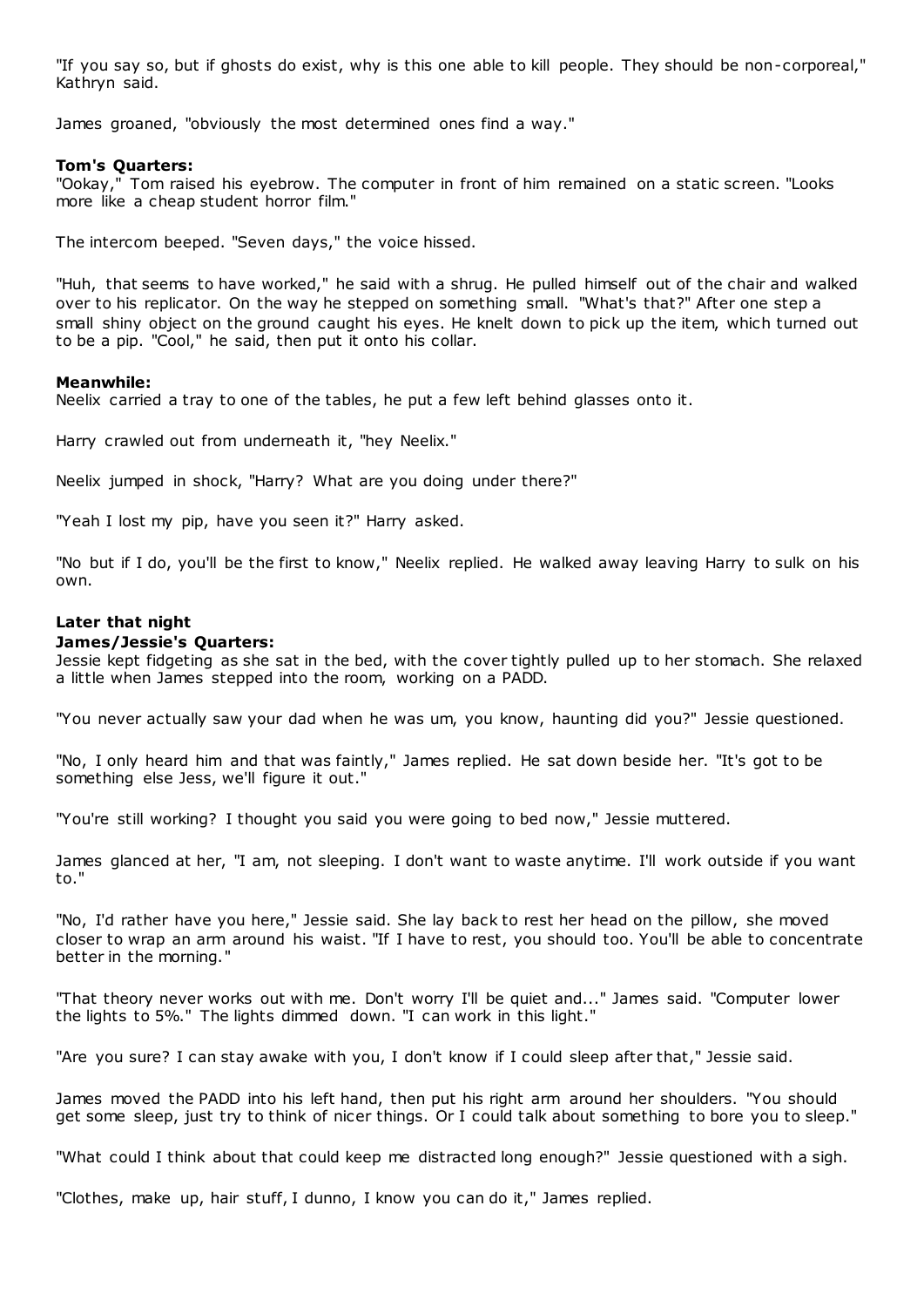"If you say so, but if ghosts do exist, why is this one able to kill people. They should be non-corporeal," Kathryn said.

James groaned, "obviously the most determined ones find a way."

**Tom's Quarters:**
"Ookay," Tom raised his eyebrow. The computer in front of him remained on a static screen. "Looks more like a cheap student horror film."

The intercom beeped. "Seven days," the voice hissed.

"Huh, that seems to have worked," he said with a shrug. He pulled himself out of the chair and walked over to his replicator. On the way he stepped on something small. "What's that?" After one step a small shiny object on the ground caught his eyes. He knelt down to pick up the item, which turned out to be a pip. "Cool," he said, then put it onto his collar.

**Meanwhile:**
Neelix carried a tray to one of the tables, he put a few left behind glasses onto it.

Harry crawled out from underneath it, "hey Neelix."

Neelix jumped in shock, "Harry? What are you doing under there?"

"Yeah I lost my pip, have you seen it?" Harry asked.

"No but if I do, you'll be the first to know," Neelix replied. He walked away leaving Harry to sulk on his own.

**Later that night**
**James/Jessie's Quarters:**
Jessie kept fidgeting as she sat in the bed, with the cover tightly pulled up to her stomach. She relaxed a little when James stepped into the room, working on a PADD.

"You never actually saw your dad when he was um, you know, haunting did you?" Jessie questioned.

"No, I only heard him and that was faintly," James replied. He sat down beside her. "It's got to be something else Jess, we'll figure it out."

"You're still working? I thought you said you were going to bed now," Jessie muttered.

James glanced at her, "I am, not sleeping. I don't want to waste anytime. I'll work outside if you want to."

"No, I'd rather have you here," Jessie said. She lay back to rest her head on the pillow, she moved closer to wrap an arm around his waist. "If I have to rest, you should too. You'll be able to concentrate better in the morning."

"That theory never works out with me. Don't worry I'll be quiet and..." James said. "Computer lower the lights to 5%." The lights dimmed down. "I can work in this light."

"Are you sure? I can stay awake with you, I don't know if I could sleep after that," Jessie said.

James moved the PADD into his left hand, then put his right arm around her shoulders. "You should get some sleep, just try to think of nicer things. Or I could talk about something to bore you to sleep."

"What could I think about that could keep me distracted long enough?" Jessie questioned with a sigh.

"Clothes, make up, hair stuff, I dunno, I know you can do it," James replied.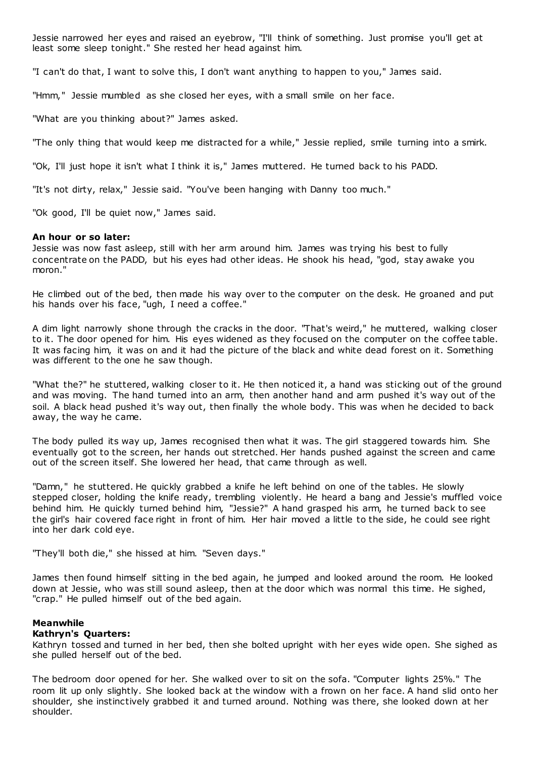Jessie narrowed her eyes and raised an eyebrow, "I'll think of something. Just promise you'll get at least some sleep tonight." She rested her head against him.

"I can't do that, I want to solve this, I don't want anything to happen to you," James said.

"Hmm," Jessie mumbled as she closed her eyes, with a small smile on her face.

"What are you thinking about?" James asked.

"The only thing that would keep me distracted for a while," Jessie replied, smile turning into a smirk.

"Ok, I'll just hope it isn't what I think it is," James muttered. He turned back to his PADD.

"It's not dirty, relax," Jessie said. "You've been hanging with Danny too much."

"Ok good, I'll be quiet now," James said.

**An hour or so later:**
Jessie was now fast asleep, still with her arm around him. James was trying his best to fully concentrate on the PADD, but his eyes had other ideas. He shook his head, "god, stay awake you moron."

He climbed out of the bed, then made his way over to the computer on the desk. He groaned and put his hands over his face, "ugh, I need a coffee."

A dim light narrowly shone through the cracks in the door. "That's weird," he muttered, walking closer to it. The door opened for him. His eyes widened as they focused on the computer on the coffee table. It was facing him, it was on and it had the picture of the black and white dead forest on it. Something was different to the one he saw though.

"What the?" he stuttered, walking closer to it. He then noticed it, a hand was sticking out of the ground and was moving. The hand turned into an arm, then another hand and arm pushed it's way out of the soil. A black head pushed it's way out, then finally the whole body. This was when he decided to back away, the way he came.

The body pulled its way up, James recognised then what it was. The girl staggered towards him. She eventually got to the screen, her hands out stretched. Her hands pushed against the screen and came out of the screen itself. She lowered her head, that came through as well.

"Damn," he stuttered. He quickly grabbed a knife he left behind on one of the tables. He slowly stepped closer, holding the knife ready, trembling violently. He heard a bang and Jessie's muffled voice behind him. He quickly turned behind him, "Jessie?" A hand grasped his arm, he turned back to see the girl's hair covered face right in front of him. Her hair moved a little to the side, he could see right into her dark cold eye.

"They'll both die," she hissed at him. "Seven days."

James then found himself sitting in the bed again, he jumped and looked around the room. He looked down at Jessie, who was still sound asleep, then at the door which was normal this time. He sighed, "crap." He pulled himself out of the bed again.

**Meanwhile**
**Kathryn's Quarters:**
Kathryn tossed and turned in her bed, then she bolted upright with her eyes wide open. She sighed as she pulled herself out of the bed.

The bedroom door opened for her. She walked over to sit on the sofa. "Computer lights 25%." The room lit up only slightly. She looked back at the window with a frown on her face. A hand slid onto her shoulder, she instinctively grabbed it and turned around. Nothing was there, she looked down at her shoulder.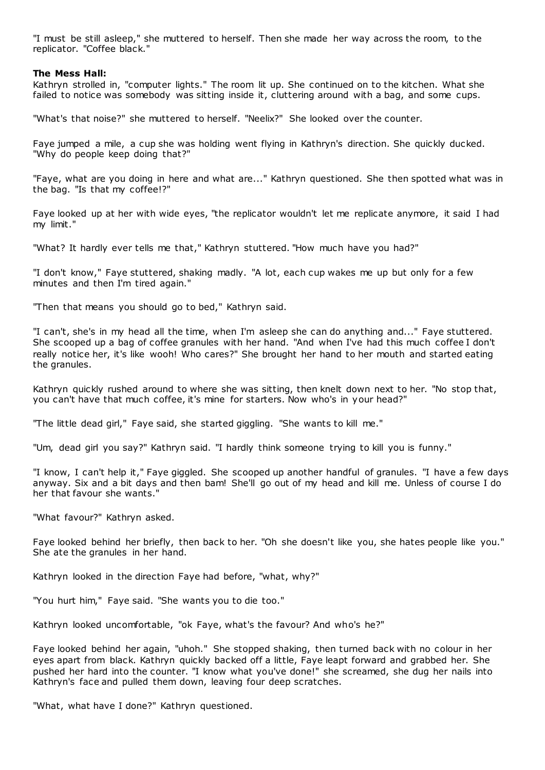"I must be still asleep," she muttered to herself. Then she made her way across the room, to the replicator. "Coffee black."

**The Mess Hall:**
Kathryn strolled in, "computer lights." The room lit up. She continued on to the kitchen. What she failed to notice was somebody was sitting inside it, cluttering around with a bag, and some cups.

"What's that noise?" she muttered to herself. "Neelix?" She looked over the counter.

Faye jumped a mile, a cup she was holding went flying in Kathryn's direction. She quickly ducked. "Why do people keep doing that?"

"Faye, what are you doing in here and what are..." Kathryn questioned. She then spotted what was in the bag. "Is that my coffee!?"

Faye looked up at her with wide eyes, "the replicator wouldn't let me replicate anymore, it said I had my limit."

"What? It hardly ever tells me that," Kathryn stuttered. "How much have you had?"

"I don't know," Faye stuttered, shaking madly. "A lot, each cup wakes me up but only for a few minutes and then I'm tired again."

"Then that means you should go to bed," Kathryn said.

"I can't, she's in my head all the time, when I'm asleep she can do anything and..." Faye stuttered. She scooped up a bag of coffee granules with her hand. "And when I've had this much coffee I don't really notice her, it's like wooh! Who cares?" She brought her hand to her mouth and started eating the granules.

Kathryn quickly rushed around to where she was sitting, then knelt down next to her. "No stop that, you can't have that much coffee, it's mine for starters. Now who's in your head?"

"The little dead girl," Faye said, she started giggling. "She wants to kill me."

"Um, dead girl you say?" Kathryn said. "I hardly think someone trying to kill you is funny."

"I know, I can't help it," Faye giggled. She scooped up another handful of granules. "I have a few days anyway. Six and a bit days and then bam! She'll go out of my head and kill me. Unless of course I do her that favour she wants."

"What favour?" Kathryn asked.

Faye looked behind her briefly, then back to her. "Oh she doesn't like you, she hates people like you." She ate the granules in her hand.

Kathryn looked in the direction Faye had before, "what, why?"

"You hurt him," Faye said. "She wants you to die too."

Kathryn looked uncomfortable, "ok Faye, what's the favour? And who's he?"

Faye looked behind her again, "uhoh." She stopped shaking, then turned back with no colour in her eyes apart from black. Kathryn quickly backed off a little, Faye leapt forward and grabbed her. She pushed her hard into the counter. "I know what you've done!" she screamed, she dug her nails into Kathryn's face and pulled them down, leaving four deep scratches.

"What, what have I done?" Kathryn questioned.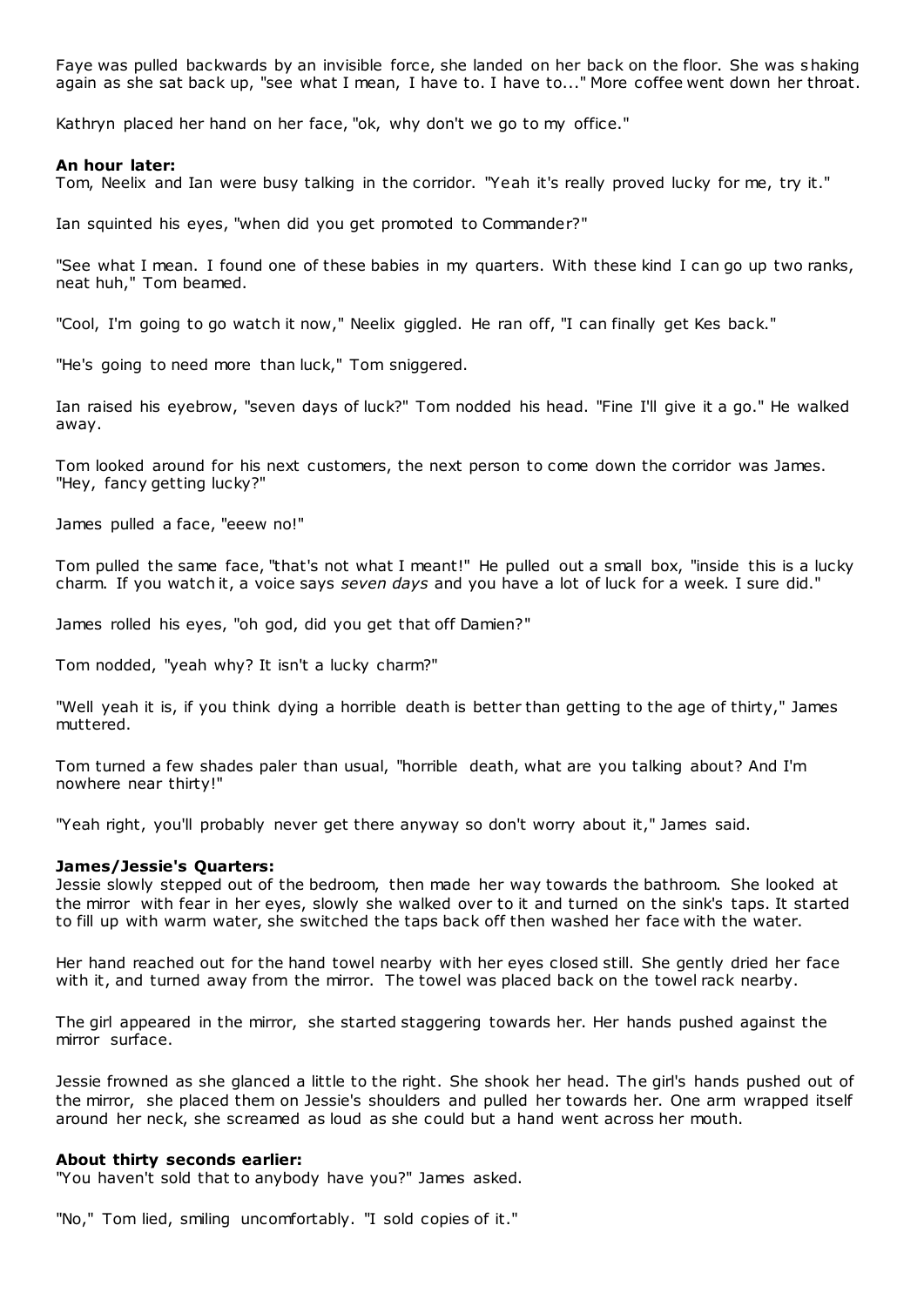Faye was pulled backwards by an invisible force, she landed on her back on the floor. She was shaking again as she sat back up, "see what I mean, I have to. I have to..." More coffee went down her throat.

Kathryn placed her hand on her face, "ok, why don't we go to my office."

**An hour later:**
Tom, Neelix and Ian were busy talking in the corridor. "Yeah it's really proved lucky for me, try it."

Ian squinted his eyes, "when did you get promoted to Commander?"

"See what I mean. I found one of these babies in my quarters. With these kind I can go up two ranks, neat huh," Tom beamed.

"Cool, I'm going to go watch it now," Neelix giggled. He ran off, "I can finally get Kes back."

"He's going to need more than luck," Tom sniggered.

Ian raised his eyebrow, "seven days of luck?" Tom nodded his head. "Fine I'll give it a go." He walked away.

Tom looked around for his next customers, the next person to come down the corridor was James. "Hey, fancy getting lucky?"

James pulled a face, "eeew no!"

Tom pulled the same face, "that's not what I meant!" He pulled out a small box, "inside this is a lucky charm. If you watch it, a voice says *seven days* and you have a lot of luck for a week. I sure did."

James rolled his eyes, "oh god, did you get that off Damien?"

Tom nodded, "yeah why? It isn't a lucky charm?"

"Well yeah it is, if you think dying a horrible death is better than getting to the age of thirty," James muttered.

Tom turned a few shades paler than usual, "horrible death, what are you talking about? And I'm nowhere near thirty!"

"Yeah right, you'll probably never get there anyway so don't worry about it," James said.

**James/Jessie's Quarters:**
Jessie slowly stepped out of the bedroom, then made her way towards the bathroom. She looked at the mirror with fear in her eyes, slowly she walked over to it and turned on the sink's taps. It started to fill up with warm water, she switched the taps back off then washed her face with the water.

Her hand reached out for the hand towel nearby with her eyes closed still. She gently dried her face with it, and turned away from the mirror. The towel was placed back on the towel rack nearby.

The girl appeared in the mirror, she started staggering towards her. Her hands pushed against the mirror surface.

Jessie frowned as she glanced a little to the right. She shook her head. The girl's hands pushed out of the mirror, she placed them on Jessie's shoulders and pulled her towards her. One arm wrapped itself around her neck, she screamed as loud as she could but a hand went across her mouth.

**About thirty seconds earlier:**
"You haven't sold that to anybody have you?" James asked.

"No," Tom lied, smiling uncomfortably. "I sold copies of it."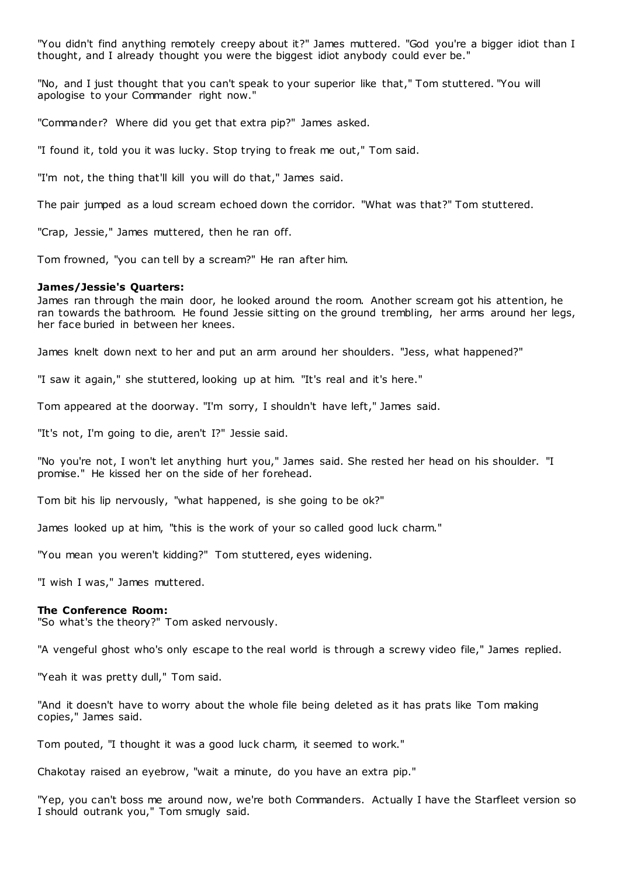"You didn't find anything remotely creepy about it?" James muttered. "God you're a bigger idiot than I thought, and I already thought you were the biggest idiot anybody could ever be."

"No, and I just thought that you can't speak to your superior like that," Tom stuttered. "You will apologise to your Commander right now."

"Commander? Where did you get that extra pip?" James asked.

"I found it, told you it was lucky. Stop trying to freak me out," Tom said.

"I'm not, the thing that'll kill you will do that," James said.

The pair jumped as a loud scream echoed down the corridor. "What was that?" Tom stuttered.

"Crap, Jessie," James muttered, then he ran off.

Tom frowned, "you can tell by a scream?" He ran after him.

**James/Jessie's Quarters:**
James ran through the main door, he looked around the room. Another scream got his attention, he ran towards the bathroom. He found Jessie sitting on the ground trembling, her arms around her legs, her face buried in between her knees.

James knelt down next to her and put an arm around her shoulders. "Jess, what happened?"

"I saw it again," she stuttered, looking up at him. "It's real and it's here."

Tom appeared at the doorway. "I'm sorry, I shouldn't have left," James said.

"It's not, I'm going to die, aren't I?" Jessie said.

"No you're not, I won't let anything hurt you," James said. She rested her head on his shoulder. "I promise." He kissed her on the side of her forehead.

Tom bit his lip nervously, "what happened, is she going to be ok?"

James looked up at him, "this is the work of your so called good luck charm."

"You mean you weren't kidding?" Tom stuttered, eyes widening.

"I wish I was," James muttered.

**The Conference Room:**
"So what's the theory?" Tom asked nervously.

"A vengeful ghost who's only escape to the real world is through a screwy video file," James replied.

"Yeah it was pretty dull," Tom said.

"And it doesn't have to worry about the whole file being deleted as it has prats like Tom making copies," James said.

Tom pouted, "I thought it was a good luck charm, it seemed to work."

Chakotay raised an eyebrow, "wait a minute, do you have an extra pip."

"Yep, you can't boss me around now, we're both Commanders. Actually I have the Starfleet version so I should outrank you," Tom smugly said.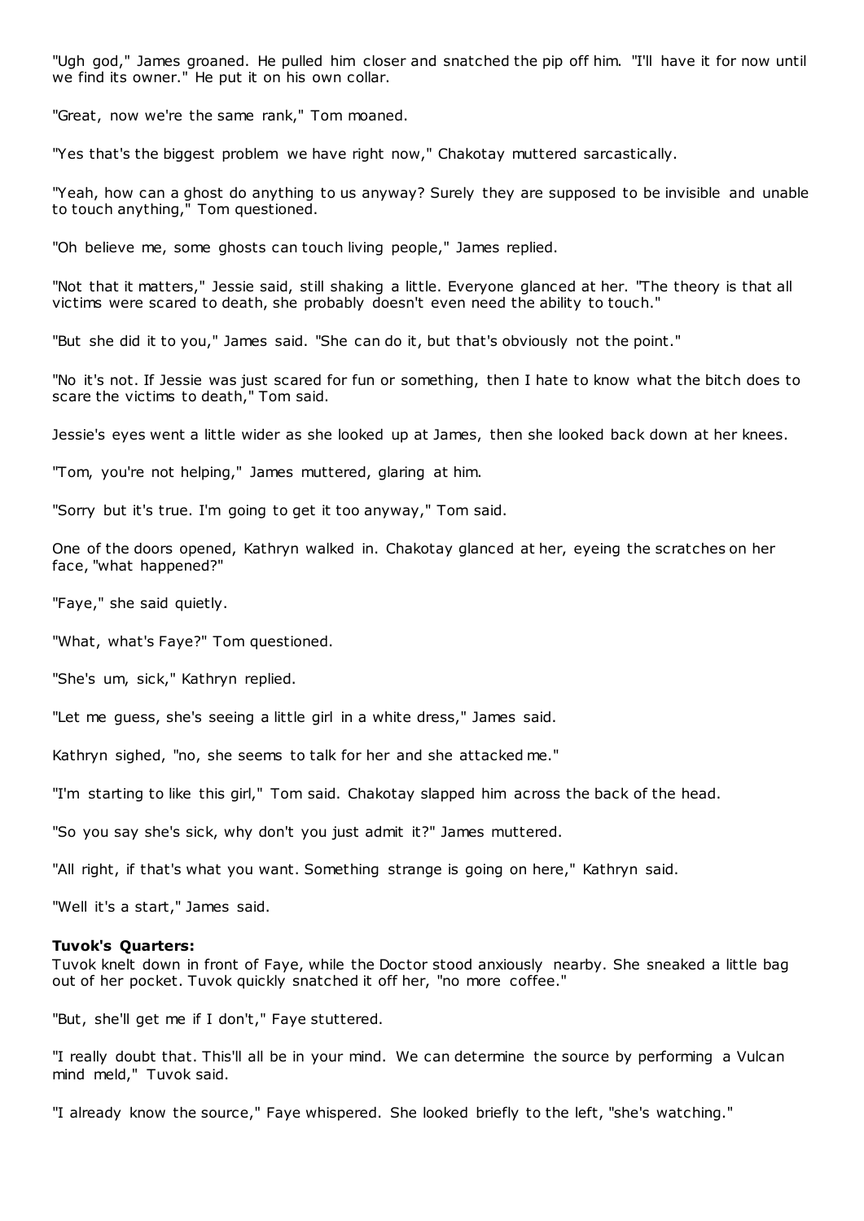"Ugh god," James groaned. He pulled him closer and snatched the pip off him. "I'll have it for now until we find its owner." He put it on his own collar.

"Great, now we're the same rank," Tom moaned.

"Yes that's the biggest problem we have right now," Chakotay muttered sarcastically.

"Yeah, how can a ghost do anything to us anyway? Surely they are supposed to be invisible and unable to touch anything," Tom questioned.

"Oh believe me, some ghosts can touch living people," James replied.

"Not that it matters," Jessie said, still shaking a little. Everyone glanced at her. "The theory is that all victims were scared to death, she probably doesn't even need the ability to touch."

"But she did it to you," James said. "She can do it, but that's obviously not the point."

"No it's not. If Jessie was just scared for fun or something, then I hate to know what the bitch does to scare the victims to death," Tom said.

Jessie's eyes went a little wider as she looked up at James, then she looked back down at her knees.

"Tom, you're not helping," James muttered, glaring at him.

"Sorry but it's true. I'm going to get it too anyway," Tom said.

One of the doors opened, Kathryn walked in. Chakotay glanced at her, eyeing the scratches on her face, "what happened?"

"Faye," she said quietly.

"What, what's Faye?" Tom questioned.

"She's um, sick," Kathryn replied.

"Let me guess, she's seeing a little girl in a white dress," James said.

Kathryn sighed, "no, she seems to talk for her and she attacked me."

"I'm starting to like this girl," Tom said. Chakotay slapped him across the back of the head.

"So you say she's sick, why don't you just admit it?" James muttered.

"All right, if that's what you want. Something strange is going on here," Kathryn said.

"Well it's a start," James said.

**Tuvok's Quarters:**
Tuvok knelt down in front of Faye, while the Doctor stood anxiously nearby. She sneaked a little bag out of her pocket. Tuvok quickly snatched it off her, "no more coffee."

"But, she'll get me if I don't," Faye stuttered.

"I really doubt that. This'll all be in your mind. We can determine the source by performing a Vulcan mind meld," Tuvok said.

"I already know the source," Faye whispered. She looked briefly to the left, "she's watching."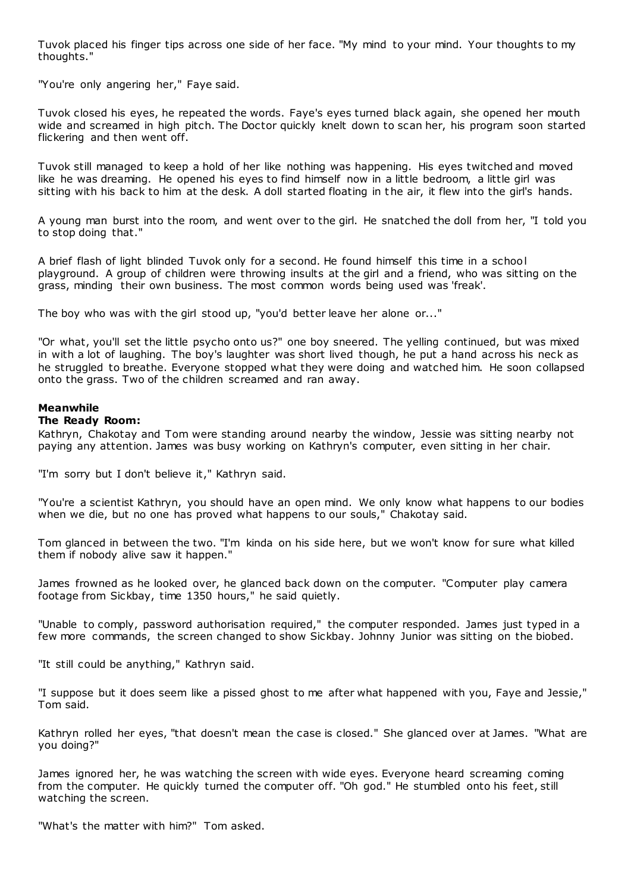Tuvok placed his finger tips across one side of her face. "My mind to your mind. Your thoughts to my thoughts."

"You're only angering her," Faye said.

Tuvok closed his eyes, he repeated the words. Faye's eyes turned black again, she opened her mouth wide and screamed in high pitch. The Doctor quickly knelt down to scan her, his program soon started flickering and then went off.

Tuvok still managed to keep a hold of her like nothing was happening. His eyes twitched and moved like he was dreaming. He opened his eyes to find himself now in a little bedroom, a little girl was sitting with his back to him at the desk. A doll started floating in the air, it flew into the girl's hands.

A young man burst into the room, and went over to the girl. He snatched the doll from her, "I told you to stop doing that."

A brief flash of light blinded Tuvok only for a second. He found himself this time in a school playground. A group of children were throwing insults at the girl and a friend, who was sitting on the grass, minding their own business. The most common words being used was 'freak'.

The boy who was with the girl stood up, "you'd better leave her alone or..."

"Or what, you'll set the little psycho onto us?" one boy sneered. The yelling continued, but was mixed in with a lot of laughing. The boy's laughter was short lived though, he put a hand across his neck as he struggled to breathe. Everyone stopped what they were doing and watched him. He soon collapsed onto the grass. Two of the children screamed and ran away.

**Meanwhile**
**The Ready Room:**
Kathryn, Chakotay and Tom were standing around nearby the window, Jessie was sitting nearby not paying any attention. James was busy working on Kathryn's computer, even sitting in her chair.

"I'm sorry but I don't believe it," Kathryn said.

"You're a scientist Kathryn, you should have an open mind. We only know what happens to our bodies when we die, but no one has proved what happens to our souls," Chakotay said.

Tom glanced in between the two. "I'm kinda on his side here, but we won't know for sure what killed them if nobody alive saw it happen."

James frowned as he looked over, he glanced back down on the computer. "Computer play camera footage from Sickbay, time 1350 hours," he said quietly.

"Unable to comply, password authorisation required," the computer responded. James just typed in a few more commands, the screen changed to show Sickbay. Johnny Junior was sitting on the biobed.

"It still could be anything," Kathryn said.

"I suppose but it does seem like a pissed ghost to me after what happened with you, Faye and Jessie," Tom said.

Kathryn rolled her eyes, "that doesn't mean the case is closed." She glanced over at James. "What are you doing?"

James ignored her, he was watching the screen with wide eyes. Everyone heard screaming coming from the computer. He quickly turned the computer off. "Oh god." He stumbled onto his feet, still watching the screen.

"What's the matter with him?" Tom asked.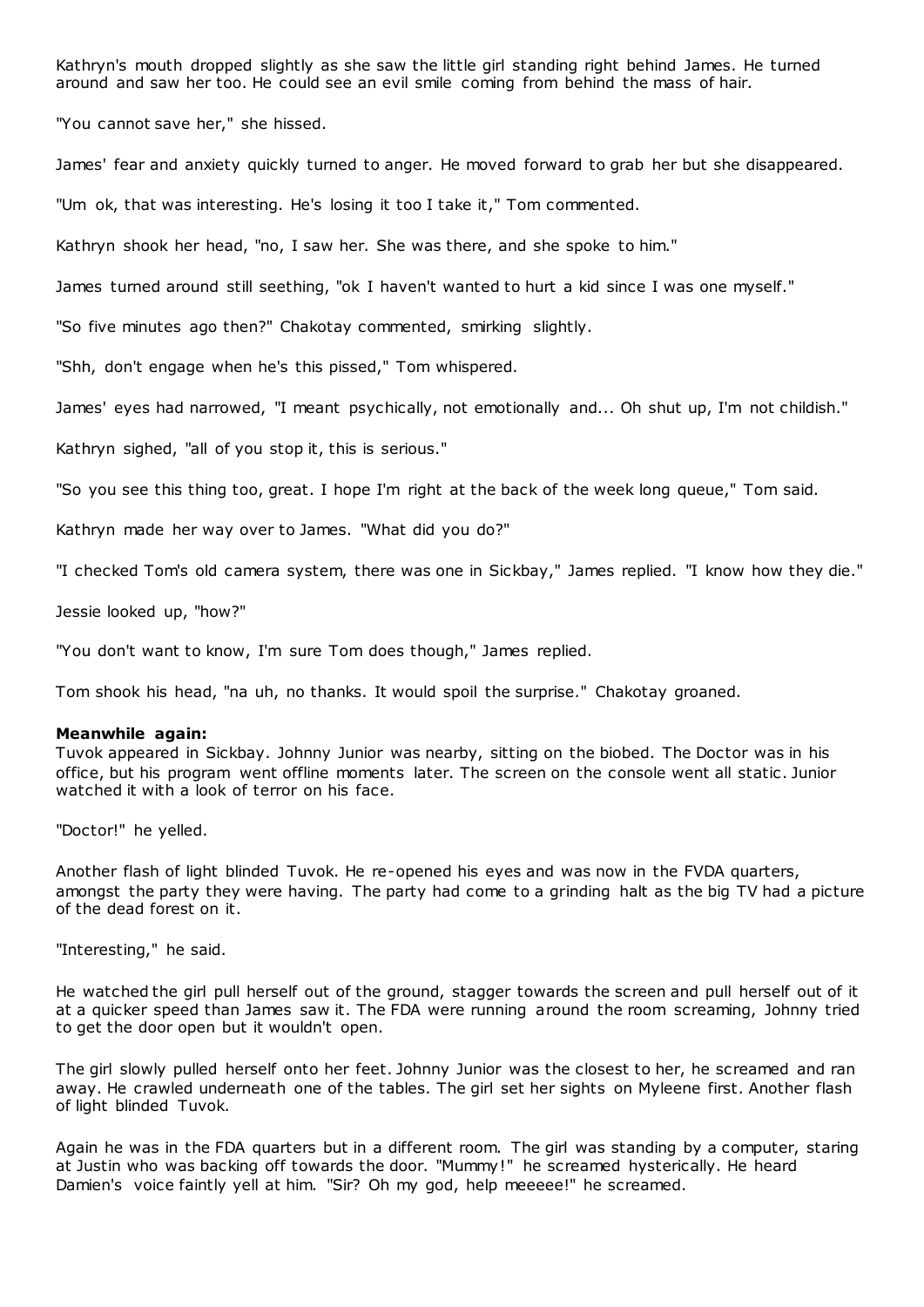Kathryn's mouth dropped slightly as she saw the little girl standing right behind James. He turned around and saw her too. He could see an evil smile coming from behind the mass of hair.

"You cannot save her," she hissed.

James' fear and anxiety quickly turned to anger. He moved forward to grab her but she disappeared.

"Um ok, that was interesting. He's losing it too I take it," Tom commented.

Kathryn shook her head, "no, I saw her. She was there, and she spoke to him."

James turned around still seething, "ok I haven't wanted to hurt a kid since I was one myself."

"So five minutes ago then?" Chakotay commented, smirking slightly.

"Shh, don't engage when he's this pissed," Tom whispered.

James' eyes had narrowed, "I meant psychically, not emotionally and... Oh shut up, I'm not childish."

Kathryn sighed, "all of you stop it, this is serious."

"So you see this thing too, great. I hope I'm right at the back of the week long queue," Tom said.

Kathryn made her way over to James. "What did you do?"

"I checked Tom's old camera system, there was one in Sickbay," James replied. "I know how they die."

Jessie looked up, "how?"

"You don't want to know, I'm sure Tom does though," James replied.

Tom shook his head, "na uh, no thanks. It would spoil the surprise." Chakotay groaned.

**Meanwhile again:**
Tuvok appeared in Sickbay. Johnny Junior was nearby, sitting on the biobed. The Doctor was in his office, but his program went offline moments later. The screen on the console went all static. Junior watched it with a look of terror on his face.

"Doctor!" he yelled.

Another flash of light blinded Tuvok. He re-opened his eyes and was now in the FVDA quarters, amongst the party they were having. The party had come to a grinding halt as the big TV had a picture of the dead forest on it.

"Interesting," he said.

He watched the girl pull herself out of the ground, stagger towards the screen and pull herself out of it at a quicker speed than James saw it. The FDA were running around the room screaming, Johnny tried to get the door open but it wouldn't open.

The girl slowly pulled herself onto her feet. Johnny Junior was the closest to her, he screamed and ran away. He crawled underneath one of the tables. The girl set her sights on Myleene first. Another flash of light blinded Tuvok.

Again he was in the FDA quarters but in a different room. The girl was standing by a computer, staring at Justin who was backing off towards the door. "Mummy!" he screamed hysterically. He heard Damien's voice faintly yell at him. "Sir? Oh my god, help meeeee!" he screamed.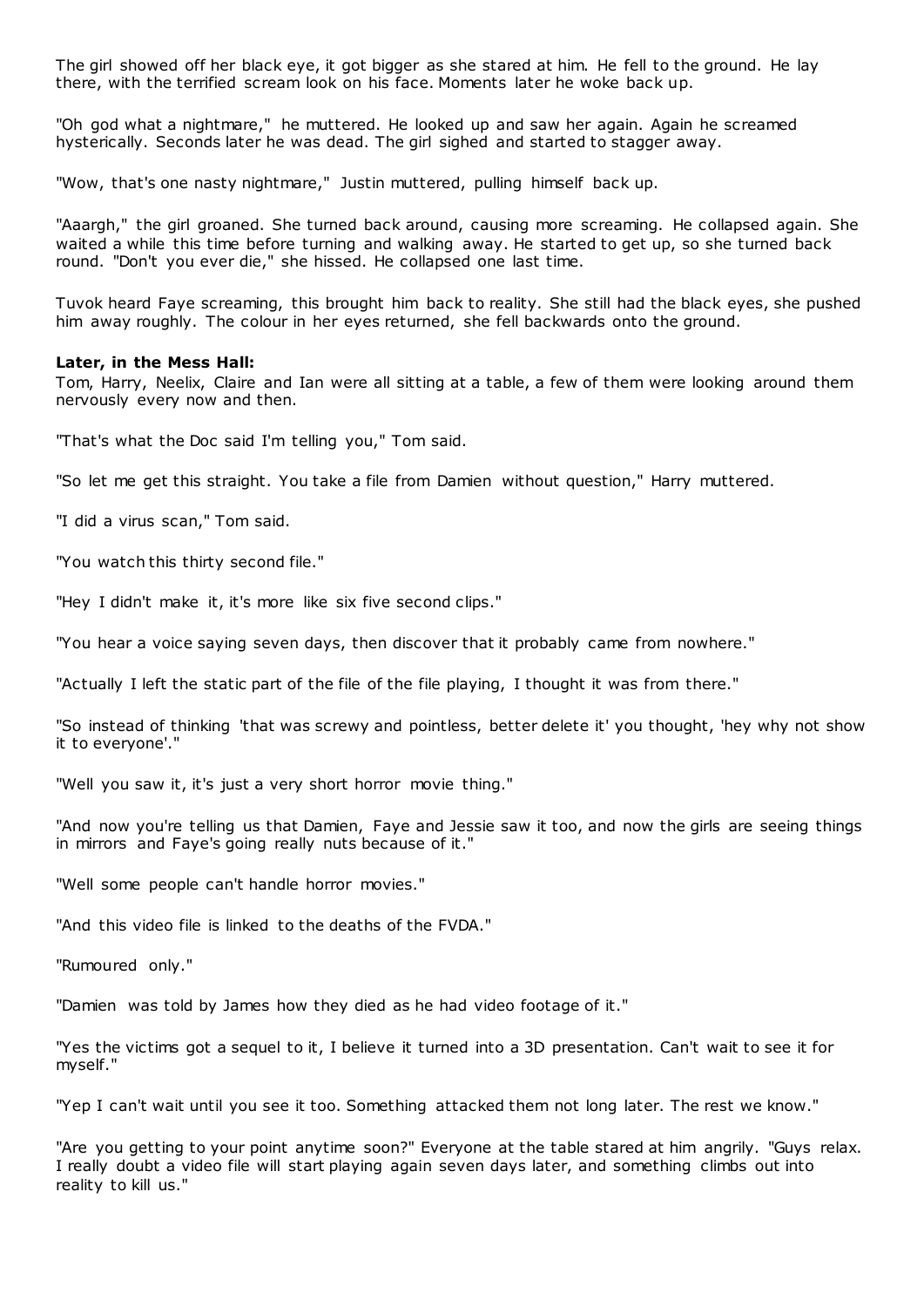The girl showed off her black eye, it got bigger as she stared at him. He fell to the ground. He lay there, with the terrified scream look on his face. Moments later he woke back up.

"Oh god what a nightmare," he muttered. He looked up and saw her again. Again he screamed hysterically. Seconds later he was dead. The girl sighed and started to stagger away.

"Wow, that's one nasty nightmare," Justin muttered, pulling himself back up.

"Aaargh," the girl groaned. She turned back around, causing more screaming. He collapsed again. She waited a while this time before turning and walking away. He started to get up, so she turned back round. "Don't you ever die," she hissed. He collapsed one last time.

Tuvok heard Faye screaming, this brought him back to reality. She still had the black eyes, she pushed him away roughly. The colour in her eyes returned, she fell backwards onto the ground.

**Later, in the Mess Hall:**
Tom, Harry, Neelix, Claire and Ian were all sitting at a table, a few of them were looking around them nervously every now and then.

"That's what the Doc said I'm telling you," Tom said.

"So let me get this straight. You take a file from Damien without question," Harry muttered.

"I did a virus scan," Tom said.

"You watch this thirty second file."

"Hey I didn't make it, it's more like six five second clips."

"You hear a voice saying seven days, then discover that it probably came from nowhere."

"Actually I left the static part of the file of the file playing, I thought it was from there."

"So instead of thinking 'that was screwy and pointless, better delete it' you thought, 'hey why not show it to everyone'."

"Well you saw it, it's just a very short horror movie thing."

"And now you're telling us that Damien, Faye and Jessie saw it too, and now the girls are seeing things in mirrors and Faye's going really nuts because of it."

"Well some people can't handle horror movies."

"And this video file is linked to the deaths of the FVDA."

"Rumoured only."

"Damien was told by James how they died as he had video footage of it."

"Yes the victims got a sequel to it, I believe it turned into a 3D presentation. Can't wait to see it for myself."

"Yep I can't wait until you see it too. Something attacked them not long later. The rest we know."

"Are you getting to your point anytime soon?" Everyone at the table stared at him angrily. "Guys relax. I really doubt a video file will start playing again seven days later, and something climbs out into reality to kill us."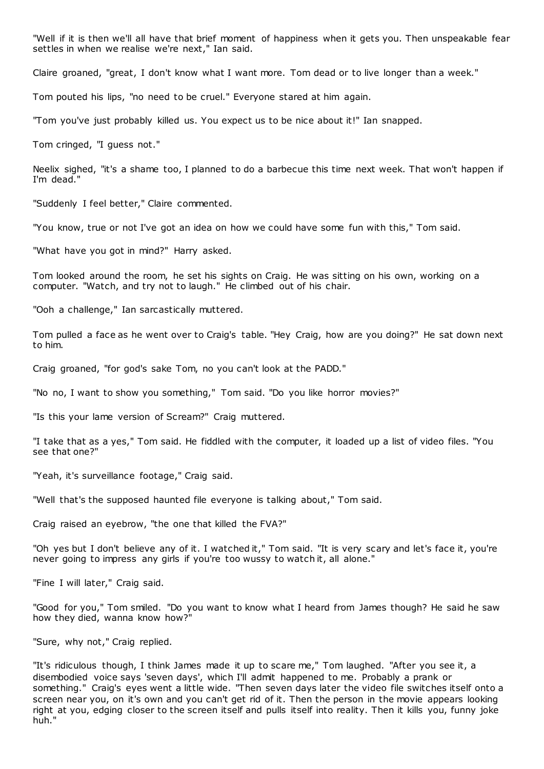"Well if it is then we'll all have that brief moment of happiness when it gets you. Then unspeakable fear settles in when we realise we're next," Ian said.

Claire groaned, "great, I don't know what I want more. Tom dead or to live longer than a week."

Tom pouted his lips, "no need to be cruel." Everyone stared at him again.

"Tom you've just probably killed us. You expect us to be nice about it!" Ian snapped.

Tom cringed, "I guess not."

Neelix sighed, "it's a shame too, I planned to do a barbecue this time next week. That won't happen if I'm dead."

"Suddenly I feel better," Claire commented.

"You know, true or not I've got an idea on how we could have some fun with this," Tom said.

"What have you got in mind?" Harry asked.

Tom looked around the room, he set his sights on Craig. He was sitting on his own, working on a computer. "Watch, and try not to laugh." He climbed out of his chair.

"Ooh a challenge," Ian sarcastically muttered.

Tom pulled a face as he went over to Craig's table. "Hey Craig, how are you doing?" He sat down next to him.

Craig groaned, "for god's sake Tom, no you can't look at the PADD."

"No no, I want to show you something," Tom said. "Do you like horror movies?"

"Is this your lame version of Scream?" Craig muttered.

"I take that as a yes," Tom said. He fiddled with the computer, it loaded up a list of video files. "You see that one?"

"Yeah, it's surveillance footage," Craig said.

"Well that's the supposed haunted file everyone is talking about," Tom said.

Craig raised an eyebrow, "the one that killed the FVA?"

"Oh yes but I don't believe any of it. I watched it," Tom said. "It is very scary and let's face it, you're never going to impress any girls if you're too wussy to watch it, all alone."

"Fine I will later," Craig said.

"Good for you," Tom smiled. "Do you want to know what I heard from James though? He said he saw how they died, wanna know how?"

"Sure, why not," Craig replied.

"It's ridiculous though, I think James made it up to scare me," Tom laughed. "After you see it, a disembodied voice says 'seven days', which I'll admit happened to me. Probably a prank or something." Craig's eyes went a little wide. "Then seven days later the video file switches itself onto a screen near you, on it's own and you can't get rid of it. Then the person in the movie appears looking right at you, edging closer to the screen itself and pulls itself into reality. Then it kills you, funny joke huh."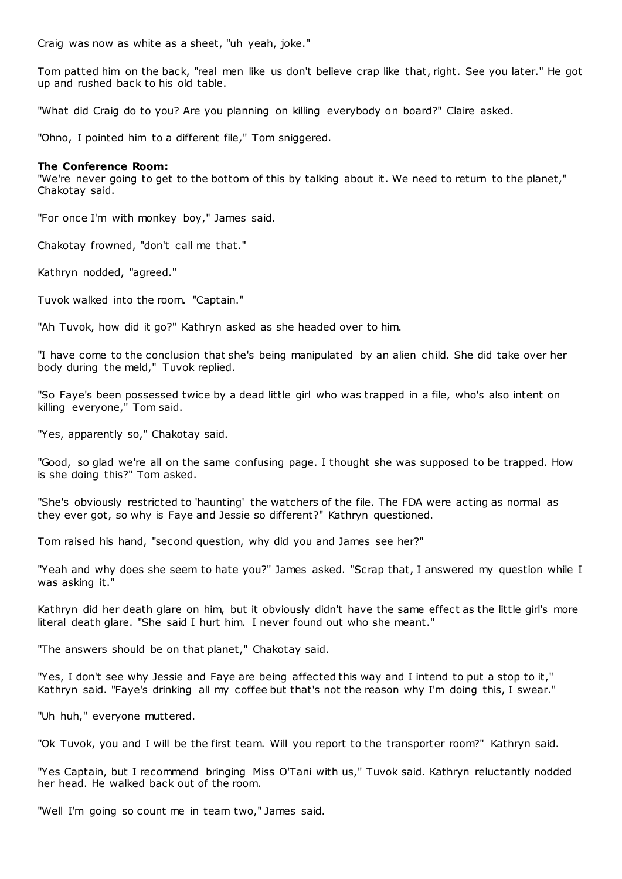Craig was now as white as a sheet, "uh yeah, joke."

Tom patted him on the back, "real men like us don't believe crap like that, right. See you later." He got up and rushed back to his old table.

"What did Craig do to you? Are you planning on killing everybody on board?" Claire asked.

"Ohno, I pointed him to a different file," Tom sniggered.

**The Conference Room:**
"We're never going to get to the bottom of this by talking about it. We need to return to the planet," Chakotay said.

"For once I'm with monkey boy," James said.

Chakotay frowned, "don't call me that."

Kathryn nodded, "agreed."

Tuvok walked into the room. "Captain."

"Ah Tuvok, how did it go?" Kathryn asked as she headed over to him.

"I have come to the conclusion that she's being manipulated by an alien child. She did take over her body during the meld," Tuvok replied.

"So Faye's been possessed twice by a dead little girl who was trapped in a file, who's also intent on killing everyone," Tom said.

"Yes, apparently so," Chakotay said.

"Good, so glad we're all on the same confusing page. I thought she was supposed to be trapped. How is she doing this?" Tom asked.

"She's obviously restricted to 'haunting' the watchers of the file. The FDA were acting as normal as they ever got, so why is Faye and Jessie so different?" Kathryn questioned.

Tom raised his hand, "second question, why did you and James see her?"

"Yeah and why does she seem to hate you?" James asked. "Scrap that, I answered my question while I was asking it."

Kathryn did her death glare on him, but it obviously didn't have the same effect as the little girl's more literal death glare. "She said I hurt him. I never found out who she meant."

"The answers should be on that planet," Chakotay said.

"Yes, I don't see why Jessie and Faye are being affected this way and I intend to put a stop to it," Kathryn said. "Faye's drinking all my coffee but that's not the reason why I'm doing this, I swear."

"Uh huh," everyone muttered.

"Ok Tuvok, you and I will be the first team. Will you report to the transporter room?" Kathryn said.

"Yes Captain, but I recommend bringing Miss O'Tani with us," Tuvok said. Kathryn reluctantly nodded her head. He walked back out of the room.

"Well I'm going so count me in team two," James said.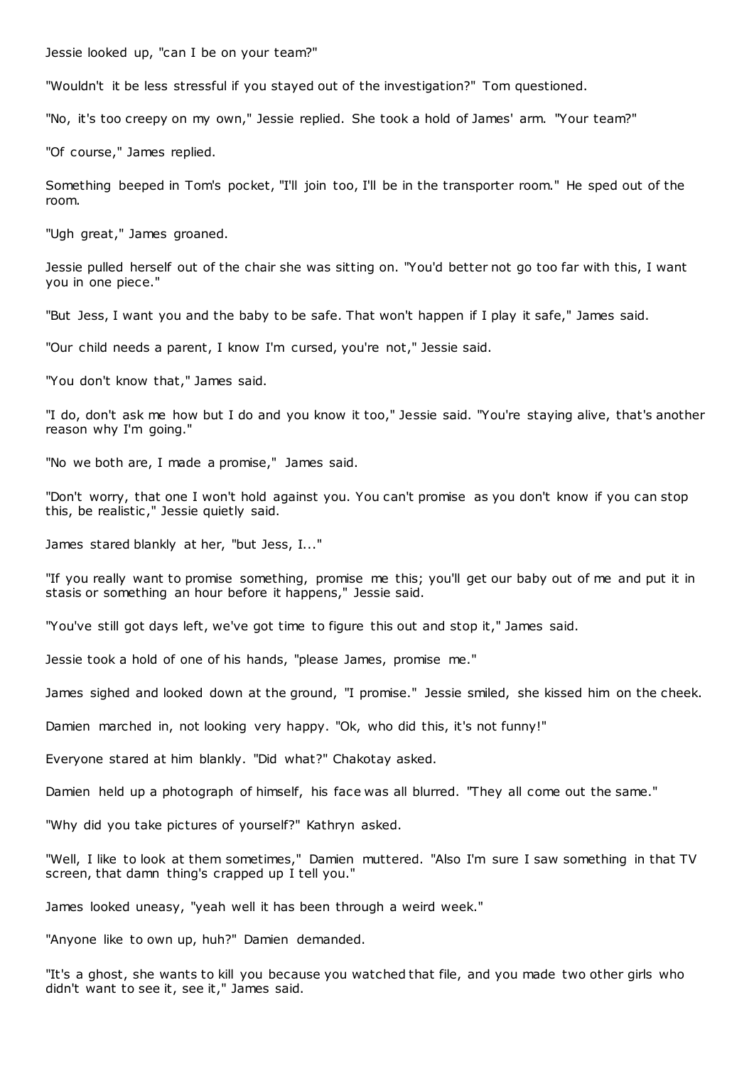Jessie looked up, "can I be on your team?"

"Wouldn't it be less stressful if you stayed out of the investigation?" Tom questioned.

"No, it's too creepy on my own," Jessie replied. She took a hold of James' arm. "Your team?"

"Of course," James replied.

Something beeped in Tom's pocket, "I'll join too, I'll be in the transporter room." He sped out of the room.

"Ugh great," James groaned.

Jessie pulled herself out of the chair she was sitting on. "You'd better not go too far with this, I want you in one piece."

"But Jess, I want you and the baby to be safe. That won't happen if I play it safe," James said.

"Our child needs a parent, I know I'm cursed, you're not," Jessie said.

"You don't know that," James said.

"I do, don't ask me how but I do and you know it too," Jessie said. "You're staying alive, that's another reason why I'm going."

"No we both are, I made a promise," James said.

"Don't worry, that one I won't hold against you. You can't promise as you don't know if you can stop this, be realistic," Jessie quietly said.

James stared blankly at her, "but Jess, I..."

"If you really want to promise something, promise me this; you'll get our baby out of me and put it in stasis or something an hour before it happens," Jessie said.

"You've still got days left, we've got time to figure this out and stop it," James said.

Jessie took a hold of one of his hands, "please James, promise me."

James sighed and looked down at the ground, "I promise." Jessie smiled, she kissed him on the cheek.

Damien marched in, not looking very happy. "Ok, who did this, it's not funny!"

Everyone stared at him blankly. "Did what?" Chakotay asked.

Damien held up a photograph of himself, his face was all blurred. "They all come out the same."

"Why did you take pictures of yourself?" Kathryn asked.

"Well, I like to look at them sometimes," Damien muttered. "Also I'm sure I saw something in that TV screen, that damn thing's crapped up I tell you."

James looked uneasy, "yeah well it has been through a weird week."

"Anyone like to own up, huh?" Damien demanded.

"It's a ghost, she wants to kill you because you watched that file, and you made two other girls who didn't want to see it, see it," James said.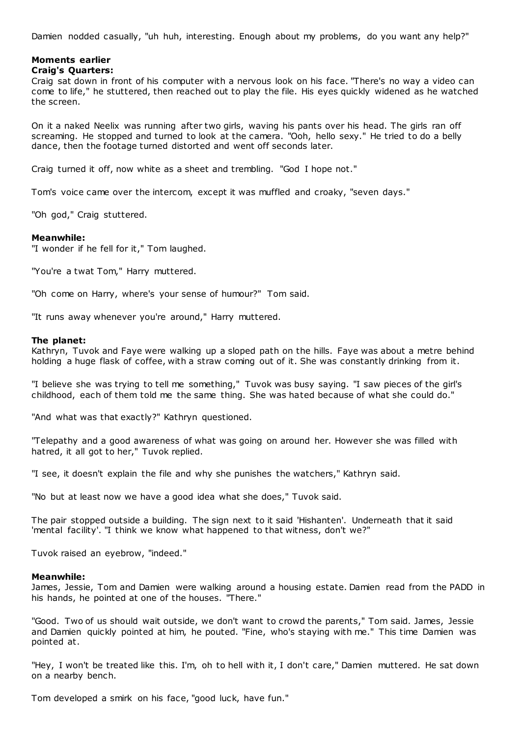Damien nodded casually, "uh huh, interesting. Enough about my problems, do you want any help?"

**Moments earlier**
**Craig's Quarters:**
Craig sat down in front of his computer with a nervous look on his face. "There's no way a video can come to life," he stuttered, then reached out to play the file. His eyes quickly widened as he watched the screen.

On it a naked Neelix was running after two girls, waving his pants over his head. The girls ran off screaming. He stopped and turned to look at the camera. "Ooh, hello sexy." He tried to do a belly dance, then the footage turned distorted and went off seconds later.

Craig turned it off, now white as a sheet and trembling. "God I hope not."

Tom's voice came over the intercom, except it was muffled and croaky, "seven days."

"Oh god," Craig stuttered.

**Meanwhile:**
"I wonder if he fell for it," Tom laughed.

"You're a twat Tom," Harry muttered.

"Oh come on Harry, where's your sense of humour?" Tom said.

"It runs away whenever you're around," Harry muttered.

**The planet:**
Kathryn, Tuvok and Faye were walking up a sloped path on the hills. Faye was about a metre behind holding a huge flask of coffee, with a straw coming out of it. She was constantly drinking from it.

"I believe she was trying to tell me something," Tuvok was busy saying. "I saw pieces of the girl's childhood, each of them told me the same thing. She was hated because of what she could do."

"And what was that exactly?" Kathryn questioned.

"Telepathy and a good awareness of what was going on around her. However she was filled with hatred, it all got to her," Tuvok replied.

"I see, it doesn't explain the file and why she punishes the watchers," Kathryn said.

"No but at least now we have a good idea what she does," Tuvok said.

The pair stopped outside a building. The sign next to it said 'Hishanten'. Underneath that it said 'mental facility'. "I think we know what happened to that witness, don't we?"

Tuvok raised an eyebrow, "indeed."

**Meanwhile:**
James, Jessie, Tom and Damien were walking around a housing estate. Damien read from the PADD in his hands, he pointed at one of the houses. "There."

"Good. Two of us should wait outside, we don't want to crowd the parents," Tom said. James, Jessie and Damien quickly pointed at him, he pouted. "Fine, who's staying with me." This time Damien was pointed at.

"Hey, I won't be treated like this. I'm, oh to hell with it, I don't care," Damien muttered. He sat down on a nearby bench.

Tom developed a smirk on his face, "good luck, have fun."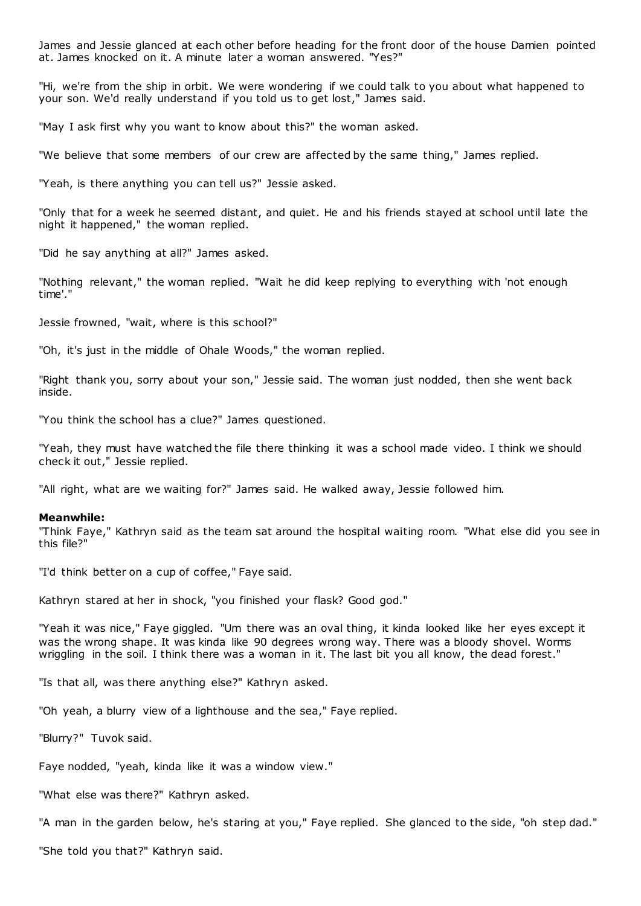James and Jessie glanced at each other before heading for the front door of the house Damien pointed at. James knocked on it. A minute later a woman answered. "Yes?"

"Hi, we're from the ship in orbit. We were wondering if we could talk to you about what happened to your son. We'd really understand if you told us to get lost," James said.

"May I ask first why you want to know about this?" the woman asked.

"We believe that some members of our crew are affected by the same thing," James replied.

"Yeah, is there anything you can tell us?" Jessie asked.

"Only that for a week he seemed distant, and quiet. He and his friends stayed at school until late the night it happened," the woman replied.

"Did he say anything at all?" James asked.

"Nothing relevant," the woman replied. "Wait he did keep replying to everything with 'not enough time'."

Jessie frowned, "wait, where is this school?"

"Oh, it's just in the middle of Ohale Woods," the woman replied.

"Right thank you, sorry about your son," Jessie said. The woman just nodded, then she went back inside.

"You think the school has a clue?" James questioned.

"Yeah, they must have watched the file there thinking it was a school made video. I think we should check it out," Jessie replied.

"All right, what are we waiting for?" James said. He walked away, Jessie followed him.

**Meanwhile:**

"Think Faye," Kathryn said as the team sat around the hospital waiting room. "What else did you see in this file?"

"I'd think better on a cup of coffee," Faye said.

Kathryn stared at her in shock, "you finished your flask? Good god."

"Yeah it was nice," Faye giggled. "Um there was an oval thing, it kinda looked like her eyes except it was the wrong shape. It was kinda like 90 degrees wrong way. There was a bloody shovel. Worms wriggling in the soil. I think there was a woman in it. The last bit you all know, the dead forest."

"Is that all, was there anything else?" Kathryn asked.

"Oh yeah, a blurry view of a lighthouse and the sea," Faye replied.

"Blurry?" Tuvok said.

Faye nodded, "yeah, kinda like it was a window view."

"What else was there?" Kathryn asked.

"A man in the garden below, he's staring at you," Faye replied. She glanced to the side, "oh step dad."

"She told you that?" Kathryn said.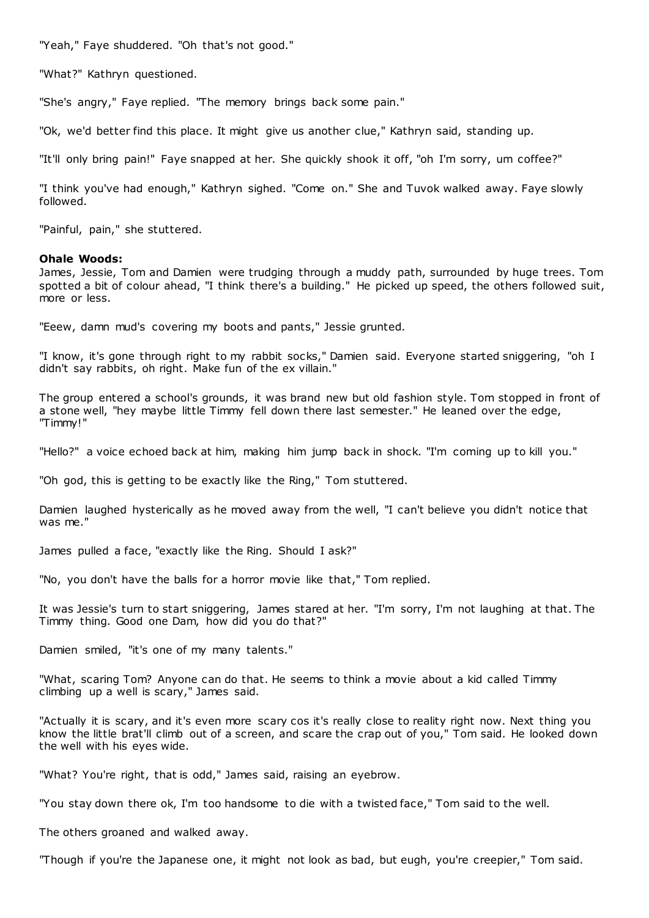"Yeah," Faye shuddered. "Oh that's not good."

"What?" Kathryn questioned.

"She's angry," Faye replied. "The memory brings back some pain."

"Ok, we'd better find this place. It might give us another clue," Kathryn said, standing up.

"It'll only bring pain!" Faye snapped at her. She quickly shook it off, "oh I'm sorry, um coffee?"

"I think you've had enough," Kathryn sighed. "Come on." She and Tuvok walked away. Faye slowly followed.

"Painful, pain," she stuttered.

**Ohale Woods:**
James, Jessie, Tom and Damien were trudging through a muddy path, surrounded by huge trees. Tom spotted a bit of colour ahead, "I think there's a building." He picked up speed, the others followed suit, more or less.

"Eeew, damn mud's covering my boots and pants," Jessie grunted.

"I know, it's gone through right to my rabbit socks," Damien said. Everyone started sniggering, "oh I didn't say rabbits, oh right. Make fun of the ex villain."

The group entered a school's grounds, it was brand new but old fashion style. Tom stopped in front of a stone well, "hey maybe little Timmy fell down there last semester." He leaned over the edge, "Timmy!"

"Hello?" a voice echoed back at him, making him jump back in shock. "I'm coming up to kill you."

"Oh god, this is getting to be exactly like the Ring," Tom stuttered.

Damien laughed hysterically as he moved away from the well, "I can't believe you didn't notice that was me."

James pulled a face, "exactly like the Ring. Should I ask?"

"No, you don't have the balls for a horror movie like that," Tom replied.

It was Jessie's turn to start sniggering, James stared at her. "I'm sorry, I'm not laughing at that. The Timmy thing. Good one Dam, how did you do that?"

Damien smiled, "it's one of my many talents."

"What, scaring Tom? Anyone can do that. He seems to think a movie about a kid called Timmy climbing up a well is scary," James said.

"Actually it is scary, and it's even more scary cos it's really close to reality right now. Next thing you know the little brat'll climb out of a screen, and scare the crap out of you," Tom said. He looked down the well with his eyes wide.

"What? You're right, that is odd," James said, raising an eyebrow.

"You stay down there ok, I'm too handsome to die with a twisted face," Tom said to the well.

The others groaned and walked away.

"Though if you're the Japanese one, it might not look as bad, but eugh, you're creepier," Tom said.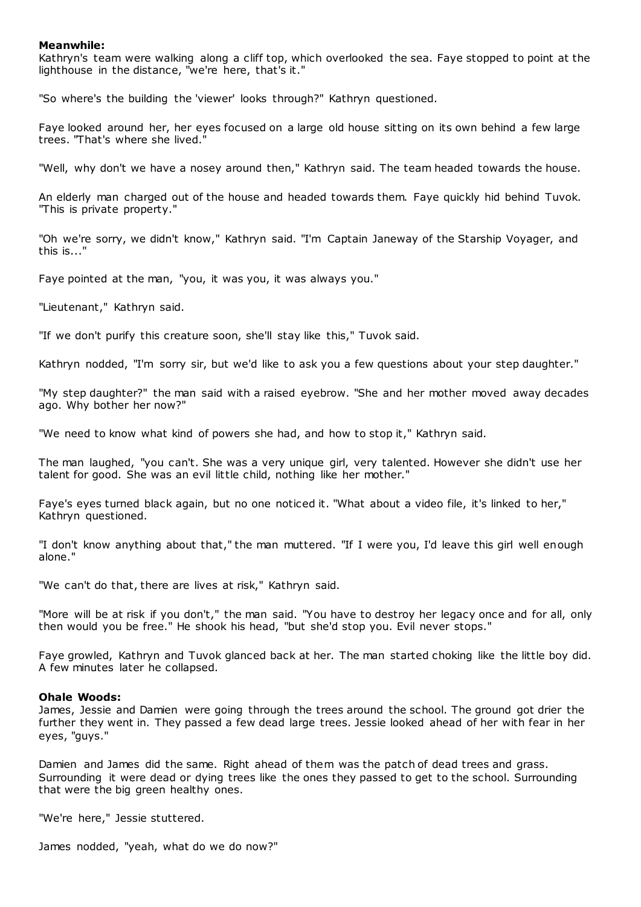**Meanwhile:**

Kathryn's team were walking along a cliff top, which overlooked the sea. Faye stopped to point at the lighthouse in the distance, "we're here, that's it."

"So where's the building the 'viewer' looks through?" Kathryn questioned.

Faye looked around her, her eyes focused on a large old house sitting on its own behind a few large trees. "That's where she lived."

"Well, why don't we have a nosey around then," Kathryn said. The team headed towards the house.

An elderly man charged out of the house and headed towards them. Faye quickly hid behind Tuvok. "This is private property."

"Oh we're sorry, we didn't know," Kathryn said. "I'm Captain Janeway of the Starship Voyager, and this is..."

Faye pointed at the man, "you, it was you, it was always you."

"Lieutenant," Kathryn said.

"If we don't purify this creature soon, she'll stay like this," Tuvok said.

Kathryn nodded, "I'm sorry sir, but we'd like to ask you a few questions about your step daughter."

"My step daughter?" the man said with a raised eyebrow. "She and her mother moved away decades ago. Why bother her now?"

"We need to know what kind of powers she had, and how to stop it," Kathryn said.

The man laughed, "you can't. She was a very unique girl, very talented. However she didn't use her talent for good. She was an evil little child, nothing like her mother."

Faye's eyes turned black again, but no one noticed it. "What about a video file, it's linked to her," Kathryn questioned.

"I don't know anything about that," the man muttered. "If I were you, I'd leave this girl well enough alone."

"We can't do that, there are lives at risk," Kathryn said.

"More will be at risk if you don't," the man said. "You have to destroy her legacy once and for all, only then would you be free." He shook his head, "but she'd stop you. Evil never stops."

Faye growled, Kathryn and Tuvok glanced back at her. The man started choking like the little boy did. A few minutes later he collapsed.

**Ohale Woods:**

James, Jessie and Damien were going through the trees around the school. The ground got drier the further they went in. They passed a few dead large trees. Jessie looked ahead of her with fear in her eyes, "guys."

Damien and James did the same. Right ahead of them was the patch of dead trees and grass. Surrounding it were dead or dying trees like the ones they passed to get to the school. Surrounding that were the big green healthy ones.

"We're here," Jessie stuttered.

James nodded, "yeah, what do we do now?"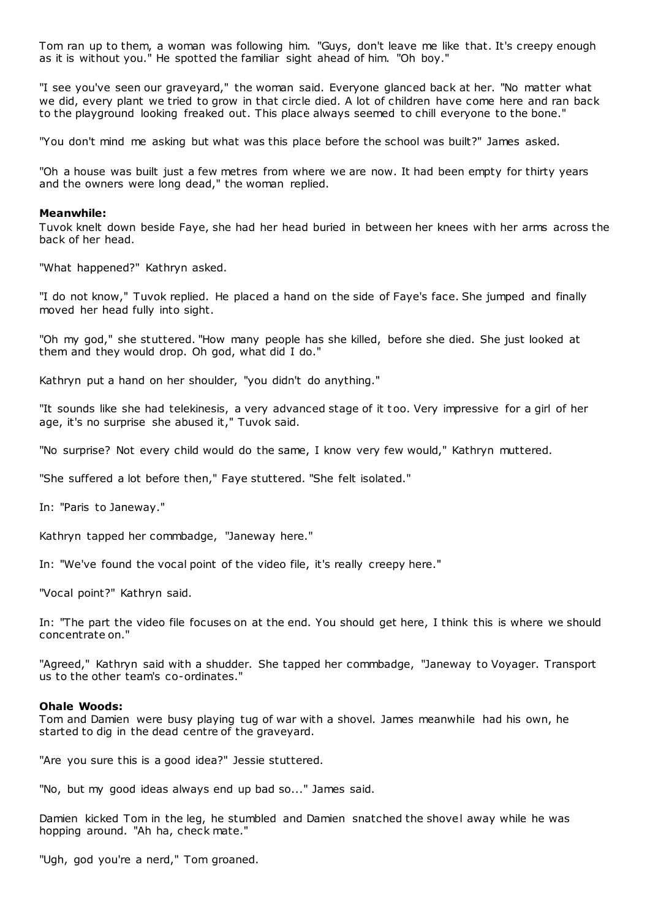Tom ran up to them, a woman was following him. "Guys, don't leave me like that. It's creepy enough as it is without you." He spotted the familiar sight ahead of him. "Oh boy."

"I see you've seen our graveyard," the woman said. Everyone glanced back at her. "No matter what we did, every plant we tried to grow in that circle died. A lot of children have come here and ran back to the playground looking freaked out. This place always seemed to chill everyone to the bone."

"You don't mind me asking but what was this place before the school was built?" James asked.

"Oh a house was built just a few metres from where we are now. It had been empty for thirty years and the owners were long dead," the woman replied.

**Meanwhile:**
Tuvok knelt down beside Faye, she had her head buried in between her knees with her arms across the back of her head.

"What happened?" Kathryn asked.

"I do not know," Tuvok replied. He placed a hand on the side of Faye's face. She jumped and finally moved her head fully into sight.

"Oh my god," she stuttered. "How many people has she killed, before she died. She just looked at them and they would drop. Oh god, what did I do."

Kathryn put a hand on her shoulder, "you didn't do anything."

"It sounds like she had telekinesis, a very advanced stage of it too. Very impressive for a girl of her age, it's no surprise she abused it," Tuvok said.

"No surprise? Not every child would do the same, I know very few would," Kathryn muttered.

"She suffered a lot before then," Faye stuttered. "She felt isolated."

In: "Paris to Janeway."

Kathryn tapped her commbadge, "Janeway here."

In: "We've found the vocal point of the video file, it's really creepy here."

"Vocal point?" Kathryn said.

In: "The part the video file focuses on at the end. You should get here, I think this is where we should concentrate on."

"Agreed," Kathryn said with a shudder. She tapped her commbadge, "Janeway to Voyager. Transport us to the other team's co-ordinates."

**Ohale Woods:**
Tom and Damien were busy playing tug of war with a shovel. James meanwhile had his own, he started to dig in the dead centre of the graveyard.

"Are you sure this is a good idea?" Jessie stuttered.

"No, but my good ideas always end up bad so..." James said.

Damien kicked Tom in the leg, he stumbled and Damien snatched the shovel away while he was hopping around. "Ah ha, check mate."

"Ugh, god you're a nerd," Tom groaned.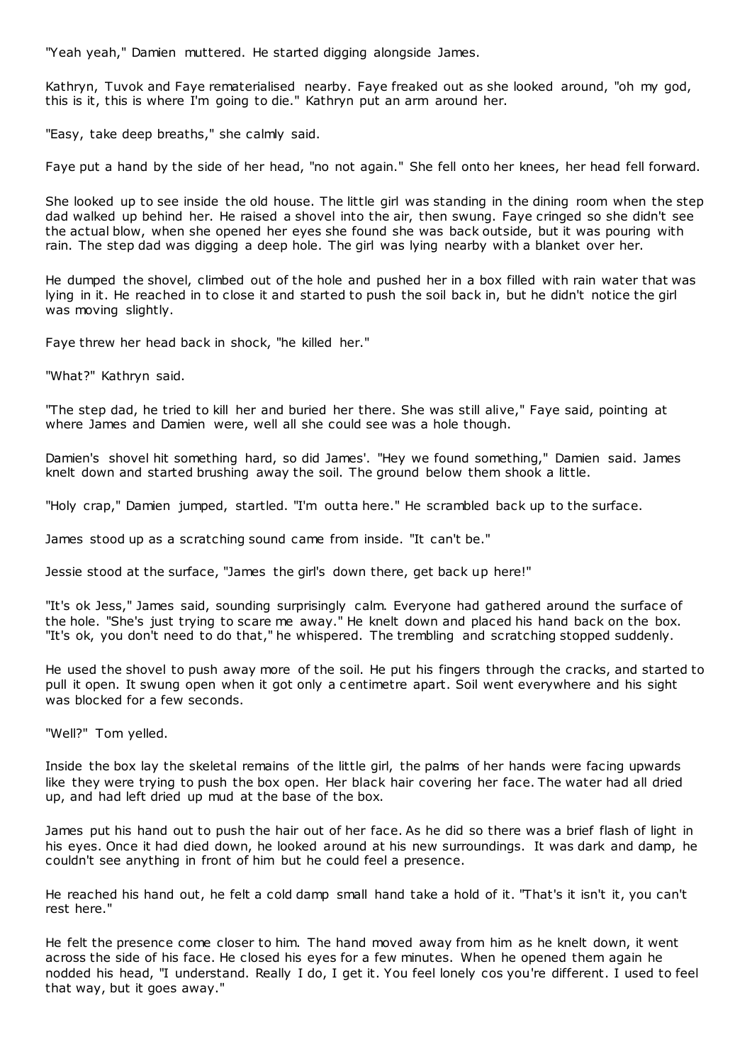"Yeah yeah," Damien muttered. He started digging alongside James.

Kathryn, Tuvok and Faye rematerialised nearby. Faye freaked out as she looked around, "oh my god, this is it, this is where I'm going to die." Kathryn put an arm around her.

"Easy, take deep breaths," she calmly said.

Faye put a hand by the side of her head, "no not again." She fell onto her knees, her head fell forward.

She looked up to see inside the old house. The little girl was standing in the dining room when the step dad walked up behind her. He raised a shovel into the air, then swung. Faye cringed so she didn't see the actual blow, when she opened her eyes she found she was back outside, but it was pouring with rain. The step dad was digging a deep hole. The girl was lying nearby with a blanket over her.

He dumped the shovel, climbed out of the hole and pushed her in a box filled with rain water that was lying in it. He reached in to close it and started to push the soil back in, but he didn't notice the girl was moving slightly.

Faye threw her head back in shock, "he killed her."

"What?" Kathryn said.

"The step dad, he tried to kill her and buried her there. She was still alive," Faye said, pointing at where James and Damien were, well all she could see was a hole though.

Damien's shovel hit something hard, so did James'. "Hey we found something," Damien said. James knelt down and started brushing away the soil. The ground below them shook a little.

"Holy crap," Damien jumped, startled. "I'm outta here." He scrambled back up to the surface.

James stood up as a scratching sound came from inside. "It can't be."

Jessie stood at the surface, "James the girl's down there, get back up here!"

"It's ok Jess," James said, sounding surprisingly calm. Everyone had gathered around the surface of the hole. "She's just trying to scare me away." He knelt down and placed his hand back on the box. "It's ok, you don't need to do that," he whispered. The trembling and scratching stopped suddenly.

He used the shovel to push away more of the soil. He put his fingers through the cracks, and started to pull it open. It swung open when it got only a centimetre apart. Soil went everywhere and his sight was blocked for a few seconds.

"Well?" Tom yelled.

Inside the box lay the skeletal remains of the little girl, the palms of her hands were facing upwards like they were trying to push the box open. Her black hair covering her face. The water had all dried up, and had left dried up mud at the base of the box.

James put his hand out to push the hair out of her face. As he did so there was a brief flash of light in his eyes. Once it had died down, he looked around at his new surroundings. It was dark and damp, he couldn't see anything in front of him but he could feel a presence.

He reached his hand out, he felt a cold damp small hand take a hold of it. "That's it isn't it, you can't rest here."

He felt the presence come closer to him. The hand moved away from him as he knelt down, it went across the side of his face. He closed his eyes for a few minutes. When he opened them again he nodded his head, "I understand. Really I do, I get it. You feel lonely cos you're different. I used to feel that way, but it goes away."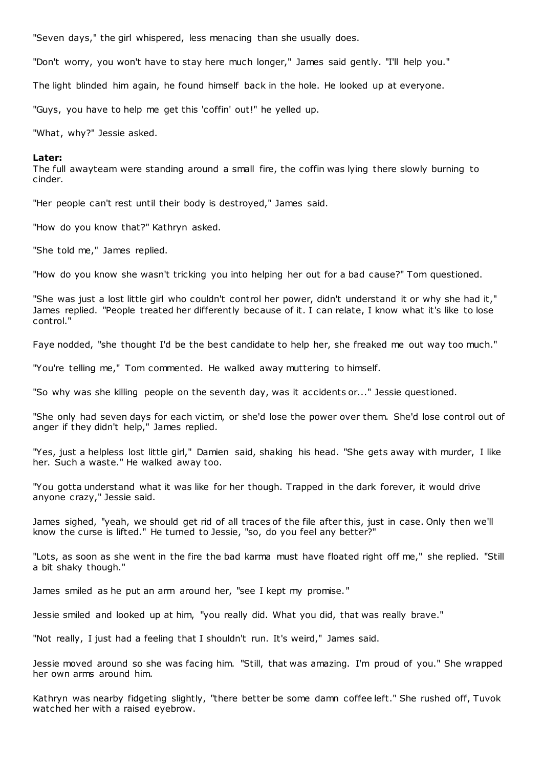"Seven days," the girl whispered, less menacing than she usually does.

"Don't worry, you won't have to stay here much longer," James said gently. "I'll help you."

The light blinded him again, he found himself back in the hole. He looked up at everyone.

"Guys, you have to help me get this 'coffin' out!" he yelled up.

"What, why?" Jessie asked.

**Later:**
The full awayteam were standing around a small fire, the coffin was lying there slowly burning to cinder.

"Her people can't rest until their body is destroyed," James said.

"How do you know that?" Kathryn asked.

"She told me," James replied.

"How do you know she wasn't tricking you into helping her out for a bad cause?" Tom questioned.

"She was just a lost little girl who couldn't control her power, didn't understand it or why she had it," James replied. "People treated her differently because of it. I can relate, I know what it's like to lose control."

Faye nodded, "she thought I'd be the best candidate to help her, she freaked me out way too much."

"You're telling me," Tom commented. He walked away muttering to himself.

"So why was she killing people on the seventh day, was it accidents or..." Jessie questioned.

"She only had seven days for each victim, or she'd lose the power over them. She'd lose control out of anger if they didn't help," James replied.

"Yes, just a helpless lost little girl," Damien said, shaking his head. "She gets away with murder, I like her. Such a waste." He walked away too.

"You gotta understand what it was like for her though. Trapped in the dark forever, it would drive anyone crazy," Jessie said.

James sighed, "yeah, we should get rid of all traces of the file after this, just in case. Only then we'll know the curse is lifted." He turned to Jessie, "so, do you feel any better?"

"Lots, as soon as she went in the fire the bad karma must have floated right off me," she replied. "Still a bit shaky though."

James smiled as he put an arm around her, "see I kept my promise."

Jessie smiled and looked up at him, "you really did. What you did, that was really brave."

"Not really, I just had a feeling that I shouldn't run. It's weird," James said.

Jessie moved around so she was facing him. "Still, that was amazing. I'm proud of you." She wrapped her own arms around him.

Kathryn was nearby fidgeting slightly, "there better be some damn coffee left." She rushed off, Tuvok watched her with a raised eyebrow.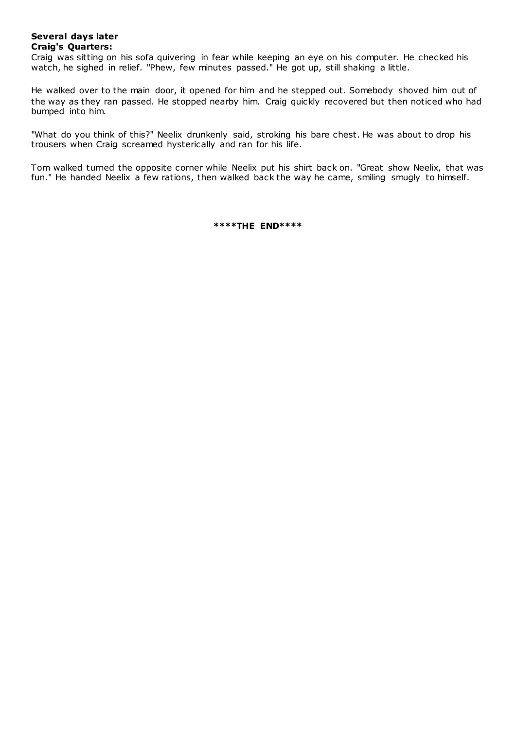**Several days later**
**Craig's Quarters:**
Craig was sitting on his sofa quivering in fear while keeping an eye on his computer. He checked his watch, he sighed in relief. "Phew, few minutes passed." He got up, still shaking a little.

He walked over to the main door, it opened for him and he stepped out. Somebody shoved him out of the way as they ran passed. He stopped nearby him. Craig quickly recovered but then noticed who had bumped into him.

"What do you think of this?" Neelix drunkenly said, stroking his bare chest. He was about to drop his trousers when Craig screamed hysterically and ran for his life.

Tom walked turned the opposite corner while Neelix put his shirt back on. "Great show Neelix, that was fun." He handed Neelix a few rations, then walked back the way he came, smiling smugly to himself.

**\*\*\*\*THE END\*\*\*\***